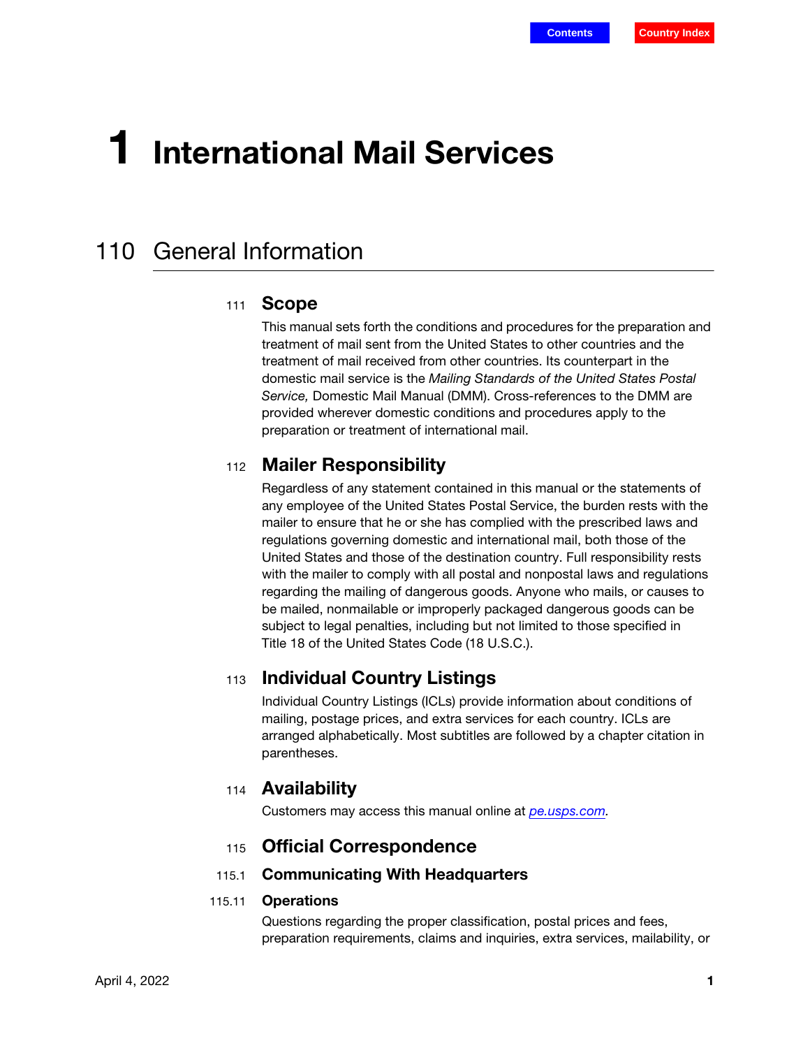# 1 International Mail Services

## 110 General Information

### 111 Scope

This manual sets forth the conditions and procedures for the preparation and treatment of mail sent from the United States to other countries and the treatment of mail received from other countries. Its counterpart in the domestic mail service is the *Mailing Standards of the United States Postal Service,* Domestic Mail Manual (DMM). Cross-references to the DMM are provided wherever domestic conditions and procedures apply to the preparation or treatment of international mail.

### 112 Mailer Responsibility

Regardless of any statement contained in this manual or the statements of any employee of the United States Postal Service, the burden rests with the mailer to ensure that he or she has complied with the prescribed laws and regulations governing domestic and international mail, both those of the United States and those of the destination country. Full responsibility rests with the mailer to comply with all postal and nonpostal laws and regulations regarding the mailing of dangerous goods. Anyone who mails, or causes to be mailed, nonmailable or improperly packaged dangerous goods can be subject to legal penalties, including but not limited to those specified in Title 18 of the United States Code (18 U.S.C.).

### 113 Individual Country Listings

Individual Country Listings (ICLs) provide information about conditions of mailing, postage prices, and extra services for each country. ICLs are arranged alphabetically. Most subtitles are followed by a chapter citation in parentheses.

### 114 Availability

Customers may access this manual online at *pe.usps.com*.

### 115 Official Correspondence

#### 115.1 Communicating With Headquarters

##### 115.11 Operations

Questions regarding the proper classification, postal prices and fees, preparation requirements, claims and inquiries, extra services, mailability, or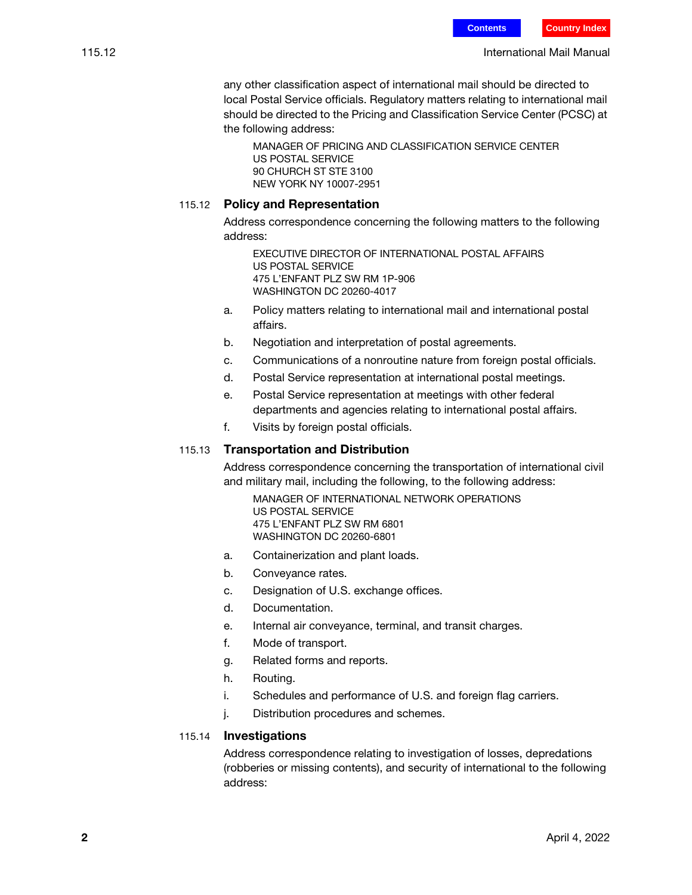any other classification aspect of international mail should be directed to local Postal Service officials. Regulatory matters relating to international mail should be directed to the Pricing and Classification Service Center (PCSC) at the following address:

MANAGER OF PRICING AND CLASSIFICATION SERVICE CENTER
US POSTAL SERVICE
90 CHURCH ST STE 3100
NEW YORK NY 10007-2951

### 115.12 Policy and Representation

Address correspondence concerning the following matters to the following address:

EXECUTIVE DIRECTOR OF INTERNATIONAL POSTAL AFFAIRS
US POSTAL SERVICE
475 L'ENFANT PLZ SW RM 1P-906
WASHINGTON DC 20260-4017

a. Policy matters relating to international mail and international postal affairs.

b. Negotiation and interpretation of postal agreements.

c. Communications of a nonroutine nature from foreign postal officials.

d. Postal Service representation at international postal meetings.

e. Postal Service representation at meetings with other federal departments and agencies relating to international postal affairs.

f. Visits by foreign postal officials.

### 115.13 Transportation and Distribution

Address correspondence concerning the transportation of international civil and military mail, including the following, to the following address:

MANAGER OF INTERNATIONAL NETWORK OPERATIONS
US POSTAL SERVICE
475 L'ENFANT PLZ SW RM 6801
WASHINGTON DC 20260-6801

a. Containerization and plant loads.

b. Conveyance rates.

c. Designation of U.S. exchange offices.

d. Documentation.

e. Internal air conveyance, terminal, and transit charges.

f. Mode of transport.

g. Related forms and reports.

h. Routing.

i. Schedules and performance of U.S. and foreign flag carriers.

j. Distribution procedures and schemes.

### 115.14 Investigations

Address correspondence relating to investigation of losses, depredations (robberies or missing contents), and security of international to the following address: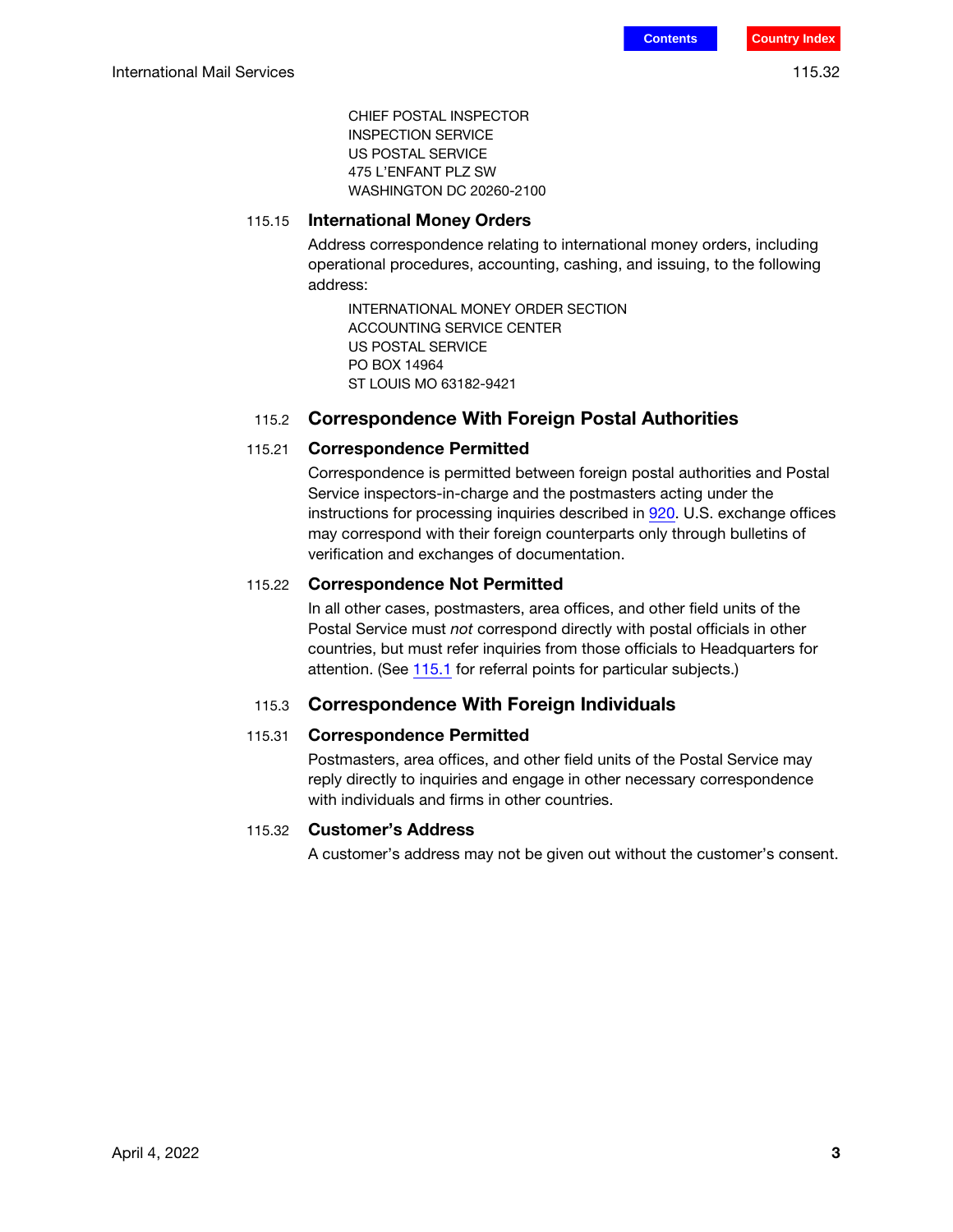CHIEF POSTAL INSPECTOR
INSPECTION SERVICE
US POSTAL SERVICE
475 L'ENFANT PLZ SW
WASHINGTON DC 20260-2100

#### 115.15 International Money Orders

Address correspondence relating to international money orders, including operational procedures, accounting, cashing, and issuing, to the following address:

INTERNATIONAL MONEY ORDER SECTION
ACCOUNTING SERVICE CENTER
US POSTAL SERVICE
PO BOX 14964
ST LOUIS MO 63182-9421

### 115.2 Correspondence With Foreign Postal Authorities

#### 115.21 Correspondence Permitted

Correspondence is permitted between foreign postal authorities and Postal Service inspectors-in-charge and the postmasters acting under the instructions for processing inquiries described in 920. U.S. exchange offices may correspond with their foreign counterparts only through bulletins of verification and exchanges of documentation.

#### 115.22 Correspondence Not Permitted

In all other cases, postmasters, area offices, and other field units of the Postal Service must *not* correspond directly with postal officials in other countries, but must refer inquiries from those officials to Headquarters for attention. (See 115.1 for referral points for particular subjects.)

### 115.3 Correspondence With Foreign Individuals

#### 115.31 Correspondence Permitted

Postmasters, area offices, and other field units of the Postal Service may reply directly to inquiries and engage in other necessary correspondence with individuals and firms in other countries.

#### 115.32 Customer's Address

A customer's address may not be given out without the customer's consent.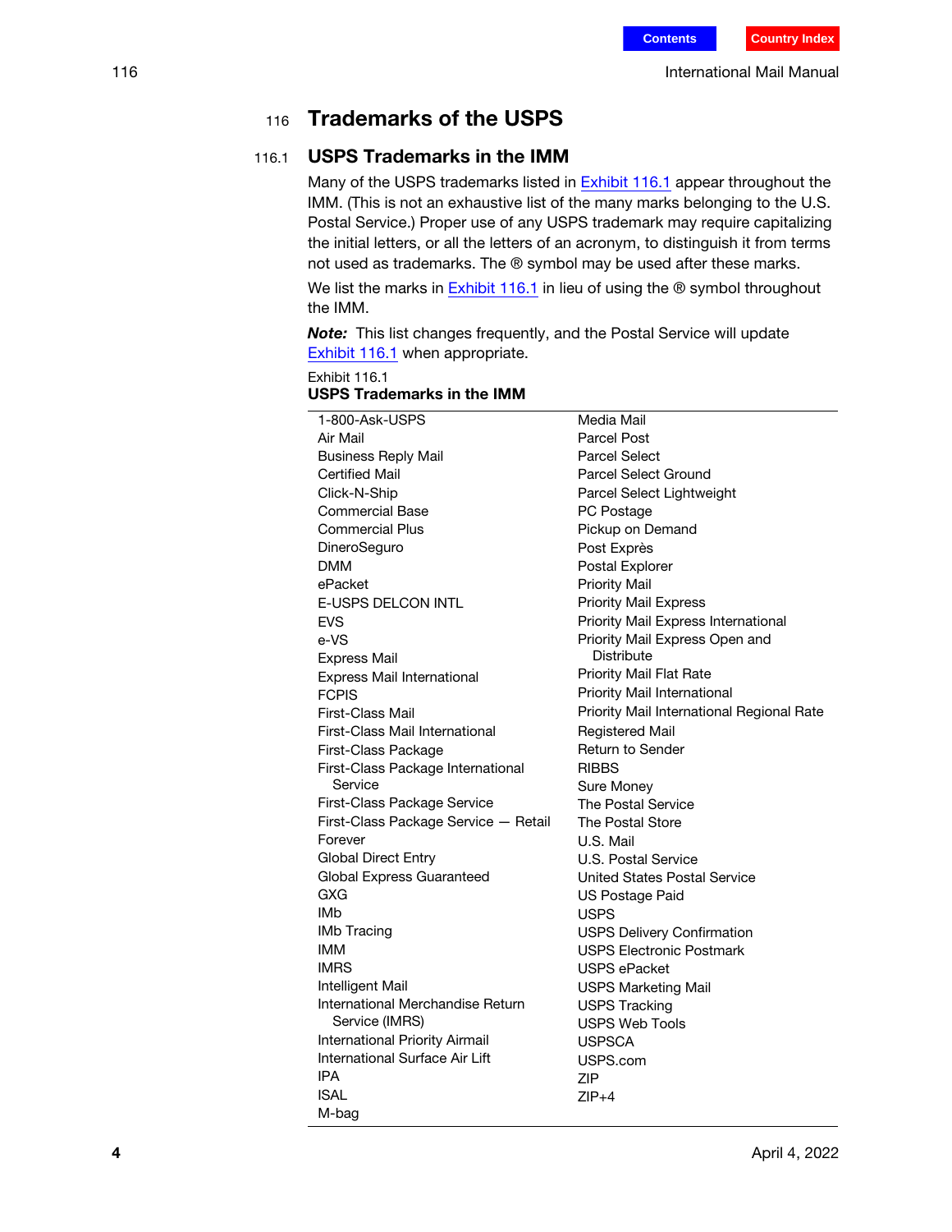## 116 Trademarks of the USPS

### 116.1 USPS Trademarks in the IMM

Many of the USPS trademarks listed in Exhibit 116.1 appear throughout the IMM. (This is not an exhaustive list of the many marks belonging to the U.S. Postal Service.) Proper use of any USPS trademark may require capitalizing the initial letters, or all the letters of an acronym, to distinguish it from terms not used as trademarks. The ® symbol may be used after these marks.

We list the marks in Exhibit 116.1 in lieu of using the ® symbol throughout the IMM.

***Note:*** This list changes frequently, and the Postal Service will update Exhibit 116.1 when appropriate.

Exhibit 116.1
**USPS Trademarks in the IMM**

- 1-800-Ask-USPS
- Air Mail
- Business Reply Mail
- Certified Mail
- Click-N-Ship
- Commercial Base
- Commercial Plus
- DineroSeguro
- DMM
- ePacket
- E-USPS DELCON INTL
- EVS
- e-VS
- Express Mail
- Express Mail International
- FCPIS
- First-Class Mail
- First-Class Mail International
- First-Class Package
- First-Class Package International Service
- First-Class Package Service
- First-Class Package Service — Retail
- Forever
- Global Direct Entry
- Global Express Guaranteed
- GXG
- IMb
- IMb Tracing
- IMM
- IMRS
- Intelligent Mail
- International Merchandise Return Service (IMRS)
- International Priority Airmail
- International Surface Air Lift
- IPA
- ISAL
- M-bag
- Media Mail
- Parcel Post
- Parcel Select
- Parcel Select Ground
- Parcel Select Lightweight
- PC Postage
- Pickup on Demand
- Post Exprès
- Postal Explorer
- Priority Mail
- Priority Mail Express
- Priority Mail Express International
- Priority Mail Express Open and Distribute
- Priority Mail Flat Rate
- Priority Mail International
- Priority Mail International Regional Rate
- Registered Mail
- Return to Sender
- RIBBS
- Sure Money
- The Postal Service
- The Postal Store
- U.S. Mail
- U.S. Postal Service
- United States Postal Service
- US Postage Paid
- USPS
- USPS Delivery Confirmation
- USPS Electronic Postmark
- USPS ePacket
- USPS Marketing Mail
- USPS Tracking
- USPS Web Tools
- USPSCA
- USPS.com
- ZIP
- ZIP+4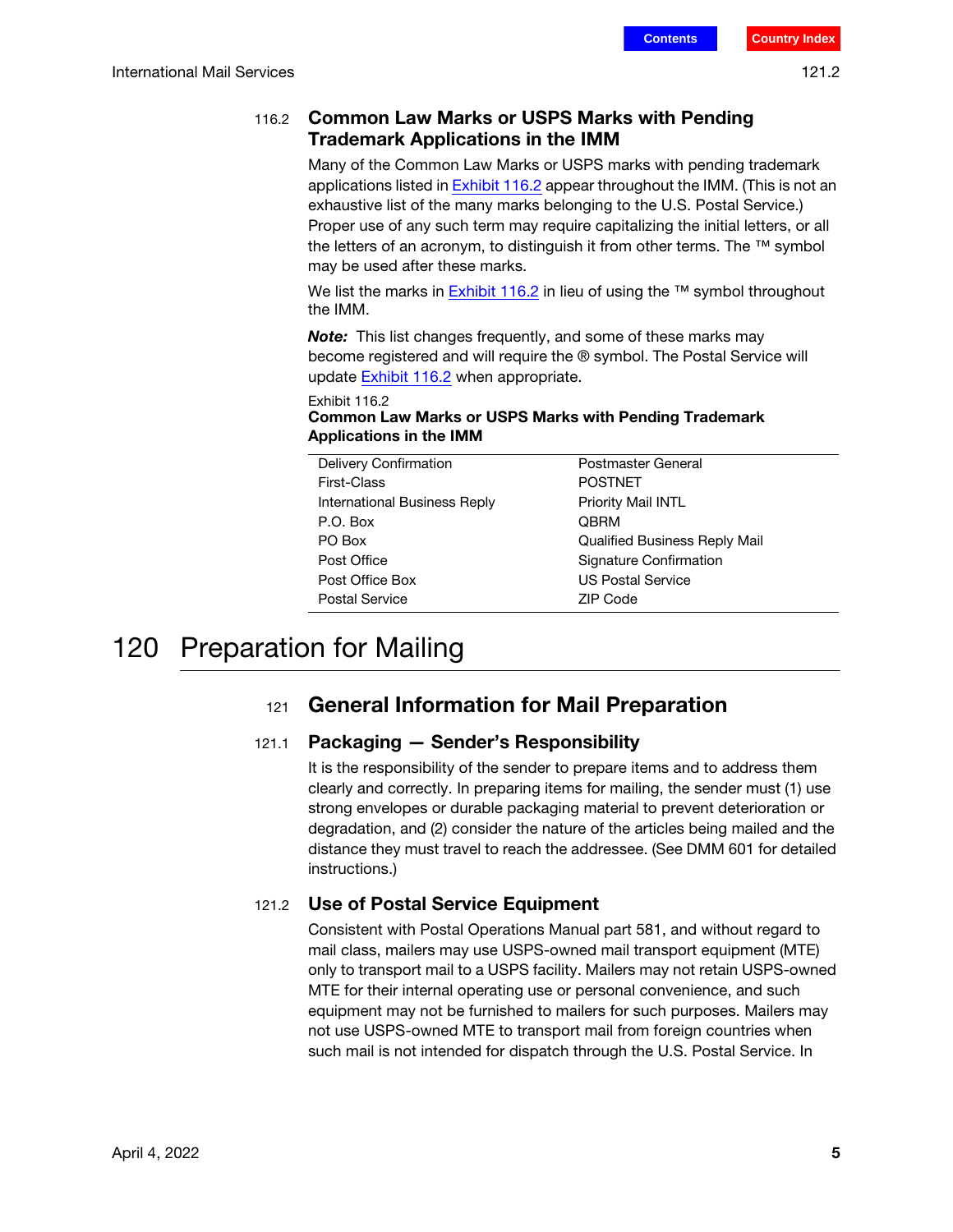### 116.2 Common Law Marks or USPS Marks with Pending Trademark Applications in the IMM

Many of the Common Law Marks or USPS marks with pending trademark applications listed in Exhibit 116.2 appear throughout the IMM. (This is not an exhaustive list of the many marks belonging to the U.S. Postal Service.) Proper use of any such term may require capitalizing the initial letters, or all the letters of an acronym, to distinguish it from other terms. The ™ symbol may be used after these marks.

We list the marks in Exhibit 116.2 in lieu of using the ™ symbol throughout the IMM.

***Note:*** This list changes frequently, and some of these marks may become registered and will require the ® symbol. The Postal Service will update Exhibit 116.2 when appropriate.

Exhibit 116.2
**Common Law Marks or USPS Marks with Pending Trademark Applications in the IMM**

| | |
|---|---|
| Delivery Confirmation | Postmaster General |
| First-Class | POSTNET |
| International Business Reply | Priority Mail INTL |
| P.O. Box | QBRM |
| PO Box | Qualified Business Reply Mail |
| Post Office | Signature Confirmation |
| Post Office Box | US Postal Service |
| Postal Service | ZIP Code |

# 120 Preparation for Mailing

## 121 General Information for Mail Preparation

### 121.1 Packaging — Sender's Responsibility

It is the responsibility of the sender to prepare items and to address them clearly and correctly. In preparing items for mailing, the sender must (1) use strong envelopes or durable packaging material to prevent deterioration or degradation, and (2) consider the nature of the articles being mailed and the distance they must travel to reach the addressee. (See DMM 601 for detailed instructions.)

### 121.2 Use of Postal Service Equipment

Consistent with Postal Operations Manual part 581, and without regard to mail class, mailers may use USPS-owned mail transport equipment (MTE) only to transport mail to a USPS facility. Mailers may not retain USPS-owned MTE for their internal operating use or personal convenience, and such equipment may not be furnished to mailers for such purposes. Mailers may not use USPS-owned MTE to transport mail from foreign countries when such mail is not intended for dispatch through the U.S. Postal Service. In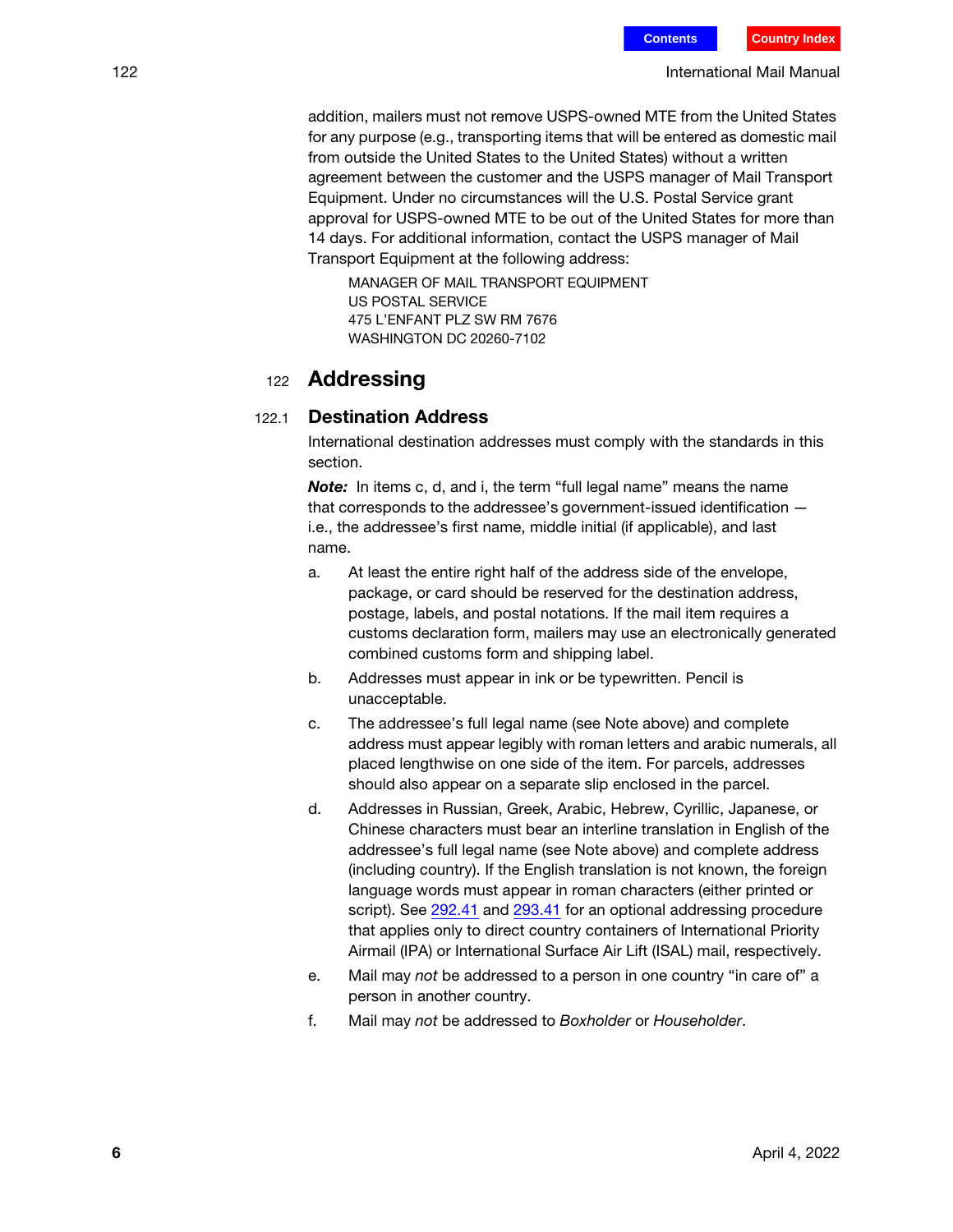addition, mailers must not remove USPS-owned MTE from the United States for any purpose (e.g., transporting items that will be entered as domestic mail from outside the United States to the United States) without a written agreement between the customer and the USPS manager of Mail Transport Equipment. Under no circumstances will the U.S. Postal Service grant approval for USPS-owned MTE to be out of the United States for more than 14 days. For additional information, contact the USPS manager of Mail Transport Equipment at the following address:

MANAGER OF MAIL TRANSPORT EQUIPMENT
US POSTAL SERVICE
475 L'ENFANT PLZ SW RM 7676
WASHINGTON DC 20260-7102

## 122 Addressing

### 122.1 Destination Address

International destination addresses must comply with the standards in this section.

***Note:*** In items c, d, and i, the term "full legal name" means the name that corresponds to the addressee's government-issued identification — i.e., the addressee's first name, middle initial (if applicable), and last name.

a. At least the entire right half of the address side of the envelope, package, or card should be reserved for the destination address, postage, labels, and postal notations. If the mail item requires a customs declaration form, mailers may use an electronically generated combined customs form and shipping label.

b. Addresses must appear in ink or be typewritten. Pencil is unacceptable.

c. The addressee's full legal name (see Note above) and complete address must appear legibly with roman letters and arabic numerals, all placed lengthwise on one side of the item. For parcels, addresses should also appear on a separate slip enclosed in the parcel.

d. Addresses in Russian, Greek, Arabic, Hebrew, Cyrillic, Japanese, or Chinese characters must bear an interline translation in English of the addressee's full legal name (see Note above) and complete address (including country). If the English translation is not known, the foreign language words must appear in roman characters (either printed or script). See 292.41 and 293.41 for an optional addressing procedure that applies only to direct country containers of International Priority Airmail (IPA) or International Surface Air Lift (ISAL) mail, respectively.

e. Mail may *not* be addressed to a person in one country "in care of" a person in another country.

f. Mail may *not* be addressed to *Boxholder* or *Householder*.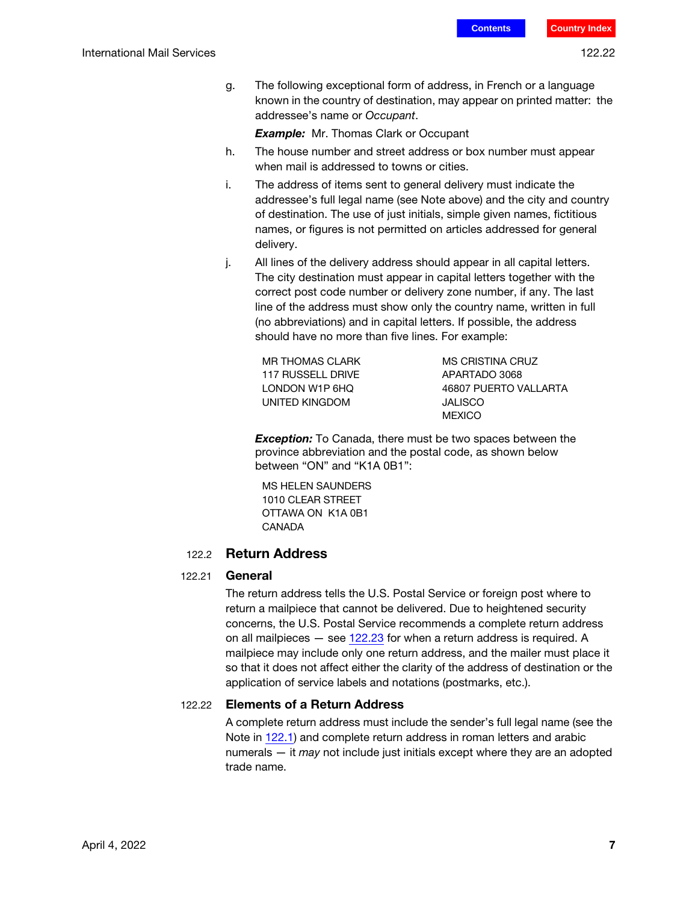g. The following exceptional form of address, in French or a language known in the country of destination, may appear on printed matter: the addressee's name or *Occupant*.

   ***Example:*** Mr. Thomas Clark or Occupant

h. The house number and street address or box number must appear when mail is addressed to towns or cities.

i. The address of items sent to general delivery must indicate the addressee's full legal name (see Note above) and the city and country of destination. The use of just initials, simple given names, fictitious names, or figures is not permitted on articles addressed for general delivery.

j. All lines of the delivery address should appear in all capital letters. The city destination must appear in capital letters together with the correct post code number or delivery zone number, if any. The last line of the address must show only the country name, written in full (no abbreviations) and in capital letters. If possible, the address should have no more than five lines. For example:

```
MR THOMAS CLARK
117 RUSSELL DRIVE
LONDON W1P 6HQ
UNITED KINGDOM
```

```
MS CRISTINA CRUZ
APARTADO 3068
46807 PUERTO VALLARTA
JALISCO
MEXICO
```

   ***Exception:*** To Canada, there must be two spaces between the province abbreviation and the postal code, as shown below between "ON" and "K1A 0B1":

```
MS HELEN SAUNDERS
1010 CLEAR STREET
OTTAWA ON  K1A 0B1
CANADA
```

## 122.2 Return Address

### 122.21 General

The return address tells the U.S. Postal Service or foreign post where to return a mailpiece that cannot be delivered. Due to heightened security concerns, the U.S. Postal Service recommends a complete return address on all mailpieces — see 122.23 for when a return address is required. A mailpiece may include only one return address, and the mailer must place it so that it does not affect either the clarity of the address of destination or the application of service labels and notations (postmarks, etc.).

### 122.22 Elements of a Return Address

A complete return address must include the sender's full legal name (see the Note in 122.1) and complete return address in roman letters and arabic numerals — it *may* not include just initials except where they are an adopted trade name.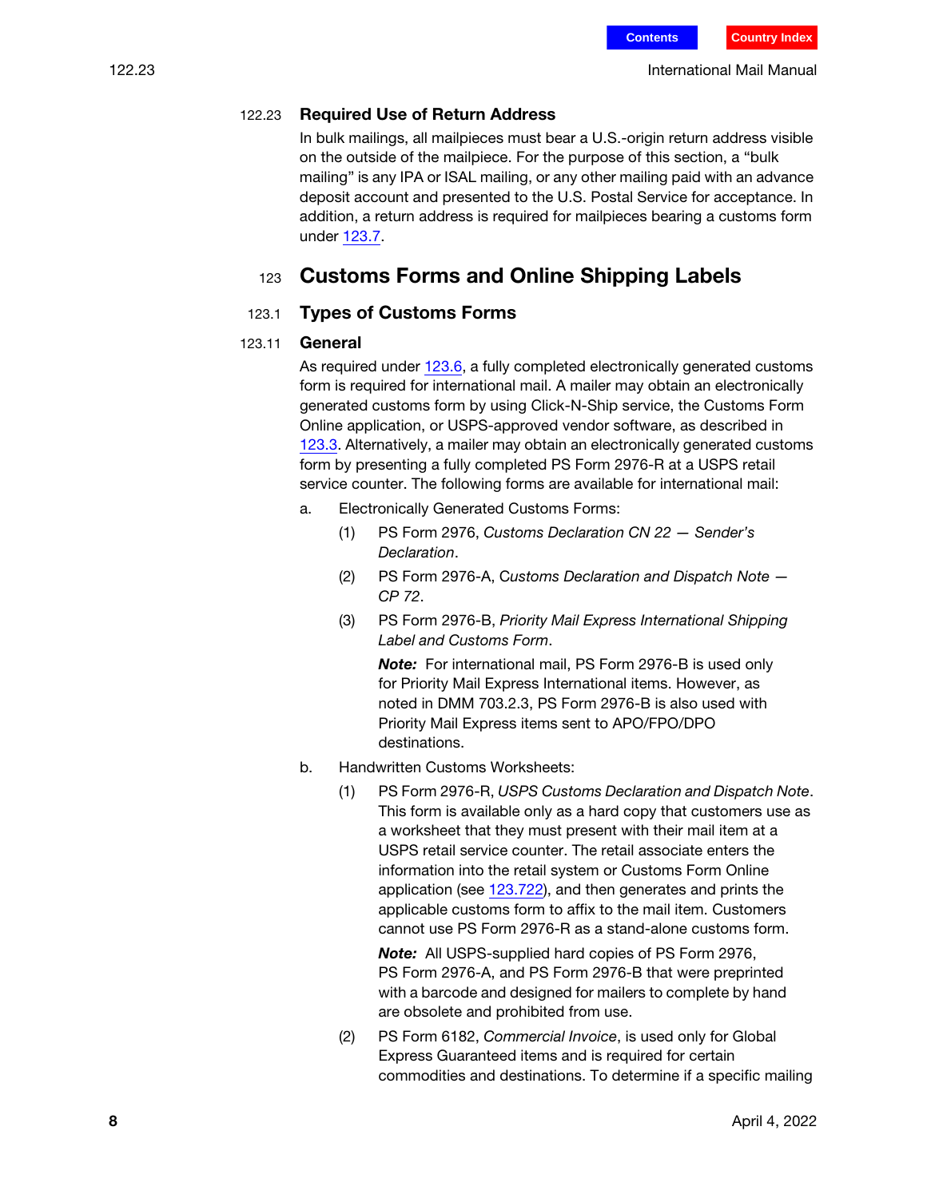#### 122.23 Required Use of Return Address

In bulk mailings, all mailpieces must bear a U.S.-origin return address visible on the outside of the mailpiece. For the purpose of this section, a "bulk mailing" is any IPA or ISAL mailing, or any other mailing paid with an advance deposit account and presented to the U.S. Postal Service for acceptance. In addition, a return address is required for mailpieces bearing a customs form under 123.7.

## 123 Customs Forms and Online Shipping Labels

### 123.1 Types of Customs Forms

#### 123.11 General

As required under 123.6, a fully completed electronically generated customs form is required for international mail. A mailer may obtain an electronically generated customs form by using Click-N-Ship service, the Customs Form Online application, or USPS-approved vendor software, as described in 123.3. Alternatively, a mailer may obtain an electronically generated customs form by presenting a fully completed PS Form 2976-R at a USPS retail service counter. The following forms are available for international mail:

a. Electronically Generated Customs Forms:

(1) PS Form 2976, *Customs Declaration CN 22 — Sender's Declaration*.

(2) PS Form 2976-A, *Customs Declaration and Dispatch Note — CP 72*.

(3) PS Form 2976-B, *Priority Mail Express International Shipping Label and Customs Form*.

***Note:*** For international mail, PS Form 2976-B is used only for Priority Mail Express International items. However, as noted in DMM 703.2.3, PS Form 2976-B is also used with Priority Mail Express items sent to APO/FPO/DPO destinations.

b. Handwritten Customs Worksheets:

(1) PS Form 2976-R, *USPS Customs Declaration and Dispatch Note*. This form is available only as a hard copy that customers use as a worksheet that they must present with their mail item at a USPS retail service counter. The retail associate enters the information into the retail system or Customs Form Online application (see 123.722), and then generates and prints the applicable customs form to affix to the mail item. Customers cannot use PS Form 2976-R as a stand-alone customs form.

***Note:*** All USPS-supplied hard copies of PS Form 2976, PS Form 2976-A, and PS Form 2976-B that were preprinted with a barcode and designed for mailers to complete by hand are obsolete and prohibited from use.

(2) PS Form 6182, *Commercial Invoice*, is used only for Global Express Guaranteed items and is required for certain commodities and destinations. To determine if a specific mailing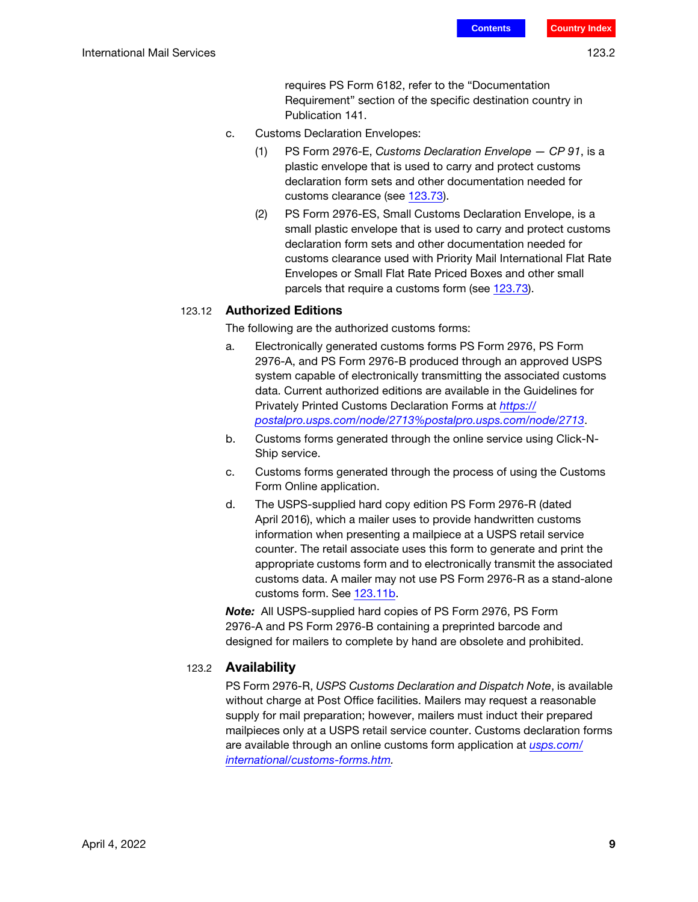requires PS Form 6182, refer to the “Documentation Requirement” section of the specific destination country in Publication 141.

c. Customs Declaration Envelopes:

(1) PS Form 2976-E, *Customs Declaration Envelope — CP 91*, is a plastic envelope that is used to carry and protect customs declaration form sets and other documentation needed for customs clearance (see 123.73).

(2) PS Form 2976-ES, Small Customs Declaration Envelope, is a small plastic envelope that is used to carry and protect customs declaration form sets and other documentation needed for customs clearance used with Priority Mail International Flat Rate Envelopes or Small Flat Rate Priced Boxes and other small parcels that require a customs form (see 123.73).

### 123.12 Authorized Editions

The following are the authorized customs forms:

a. Electronically generated customs forms PS Form 2976, PS Form 2976-A, and PS Form 2976-B produced through an approved USPS system capable of electronically transmitting the associated customs data. Current authorized editions are available in the Guidelines for Privately Printed Customs Declaration Forms at *https://postalpro.usps.com/node/2713%postalpro.usps.com/node/2713*.

b. Customs forms generated through the online service using Click-N-Ship service.

c. Customs forms generated through the process of using the Customs Form Online application.

d. The USPS-supplied hard copy edition PS Form 2976-R (dated April 2016), which a mailer uses to provide handwritten customs information when presenting a mailpiece at a USPS retail service counter. The retail associate uses this form to generate and print the appropriate customs form and to electronically transmit the associated customs data. A mailer may not use PS Form 2976-R as a stand-alone customs form. See 123.11b.

***Note:*** All USPS-supplied hard copies of PS Form 2976, PS Form 2976-A and PS Form 2976-B containing a preprinted barcode and designed for mailers to complete by hand are obsolete and prohibited.

## 123.2 Availability

PS Form 2976-R, *USPS Customs Declaration and Dispatch Note*, is available without charge at Post Office facilities. Mailers may request a reasonable supply for mail preparation; however, mailers must induct their prepared mailpieces only at a USPS retail service counter. Customs declaration forms are available through an online customs form application at *usps.com/international/customs-forms.htm*.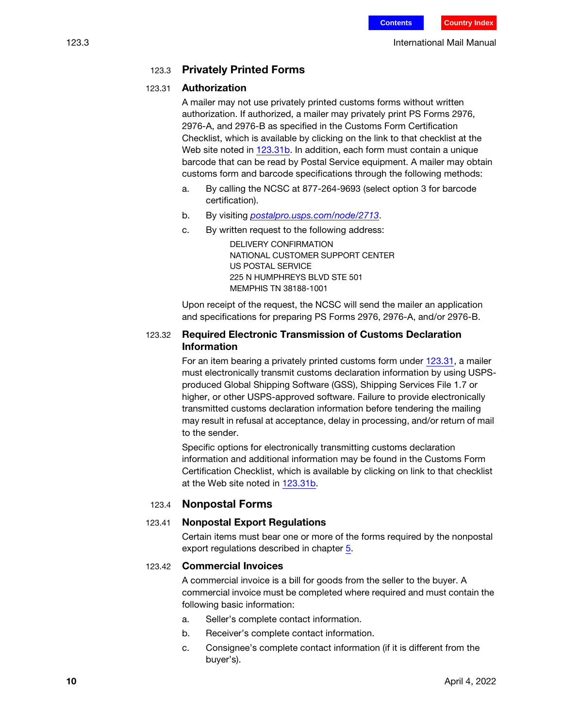## 123.3 Privately Printed Forms

### 123.31 Authorization

A mailer may not use privately printed customs forms without written authorization. If authorized, a mailer may privately print PS Forms 2976, 2976-A, and 2976-B as specified in the Customs Form Certification Checklist, which is available by clicking on the link to that checklist at the Web site noted in 123.31b. In addition, each form must contain a unique barcode that can be read by Postal Service equipment. A mailer may obtain customs form and barcode specifications through the following methods:

a. By calling the NCSC at 877-264-9693 (select option 3 for barcode certification).

b. By visiting *postalpro.usps.com/node/2713*.

c. By written request to the following address:

DELIVERY CONFIRMATION
NATIONAL CUSTOMER SUPPORT CENTER
US POSTAL SERVICE
225 N HUMPHREYS BLVD STE 501
MEMPHIS TN 38188-1001

Upon receipt of the request, the NCSC will send the mailer an application and specifications for preparing PS Forms 2976, 2976-A, and/or 2976-B.

### 123.32 Required Electronic Transmission of Customs Declaration Information

For an item bearing a privately printed customs form under 123.31, a mailer must electronically transmit customs declaration information by using USPS-produced Global Shipping Software (GSS), Shipping Services File 1.7 or higher, or other USPS-approved software. Failure to provide electronically transmitted customs declaration information before tendering the mailing may result in refusal at acceptance, delay in processing, and/or return of mail to the sender.

Specific options for electronically transmitting customs declaration information and additional information may be found in the Customs Form Certification Checklist, which is available by clicking on link to that checklist at the Web site noted in 123.31b.

## 123.4 Nonpostal Forms

### 123.41 Nonpostal Export Regulations

Certain items must bear one or more of the forms required by the nonpostal export regulations described in chapter 5.

### 123.42 Commercial Invoices

A commercial invoice is a bill for goods from the seller to the buyer. A commercial invoice must be completed where required and must contain the following basic information:

a. Seller's complete contact information.

b. Receiver's complete contact information.

c. Consignee's complete contact information (if it is different from the buyer's).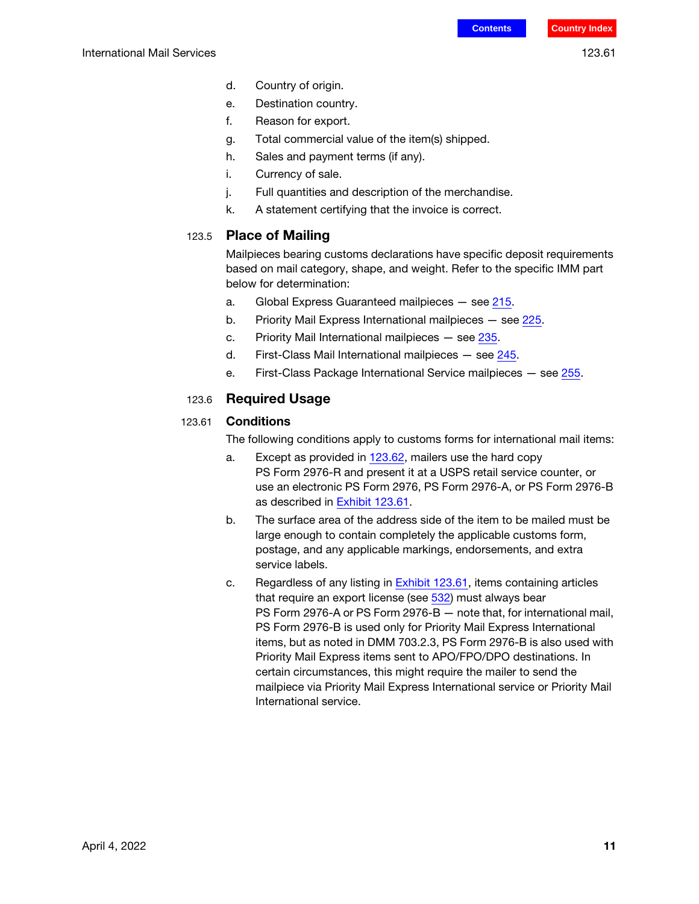d. Country of origin.

e. Destination country.

f. Reason for export.

g. Total commercial value of the item(s) shipped.

h. Sales and payment terms (if any).

i. Currency of sale.

j. Full quantities and description of the merchandise.

k. A statement certifying that the invoice is correct.

### 123.5 Place of Mailing

Mailpieces bearing customs declarations have specific deposit requirements based on mail category, shape, and weight. Refer to the specific IMM part below for determination:

a. Global Express Guaranteed mailpieces — see 215.

b. Priority Mail Express International mailpieces — see 225.

c. Priority Mail International mailpieces — see 235.

d. First-Class Mail International mailpieces — see 245.

e. First-Class Package International Service mailpieces — see 255.

### 123.6 Required Usage

#### 123.61 Conditions

The following conditions apply to customs forms for international mail items:

a. Except as provided in 123.62, mailers use the hard copy PS Form 2976-R and present it at a USPS retail service counter, or use an electronic PS Form 2976, PS Form 2976-A, or PS Form 2976-B as described in Exhibit 123.61.

b. The surface area of the address side of the item to be mailed must be large enough to contain completely the applicable customs form, postage, and any applicable markings, endorsements, and extra service labels.

c. Regardless of any listing in Exhibit 123.61, items containing articles that require an export license (see 532) must always bear PS Form 2976-A or PS Form 2976-B — note that, for international mail, PS Form 2976-B is used only for Priority Mail Express International items, but as noted in DMM 703.2.3, PS Form 2976-B is also used with Priority Mail Express items sent to APO/FPO/DPO destinations. In certain circumstances, this might require the mailer to send the mailpiece via Priority Mail Express International service or Priority Mail International service.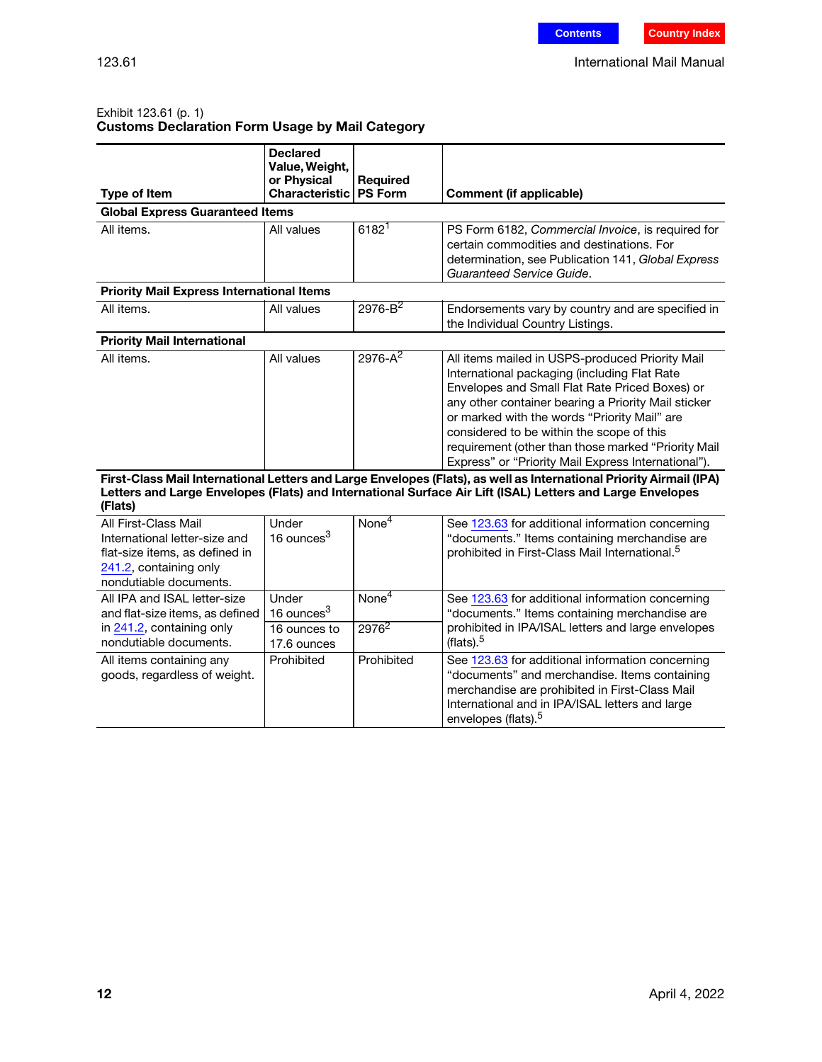Exhibit 123.61 (p. 1)
**Customs Declaration Form Usage by Mail Category**

| Type of Item | Declared Value, Weight, or Physical Characteristic | Required PS Form | Comment (if applicable) |
|---|---|---|---|
| **Global Express Guaranteed Items** | | | |
| All items. | All values | 6182[1] | PS Form 6182, *Commercial Invoice*, is required for certain commodities and destinations. For determination, see Publication 141, *Global Express Guaranteed Service Guide*. |
| **Priority Mail Express International Items** | | | |
| All items. | All values | 2976-B[2] | Endorsements vary by country and are specified in the Individual Country Listings. |
| **Priority Mail International** | | | |
| All items. | All values | 2976-A[2] | All items mailed in USPS-produced Priority Mail International packaging (including Flat Rate Envelopes and Small Flat Rate Priced Boxes) or any other container bearing a Priority Mail sticker or marked with the words “Priority Mail” are considered to be within the scope of this requirement (other than those marked “Priority Mail Express” or “Priority Mail Express International”). |
| **First-Class Mail International Letters and Large Envelopes (Flats), as well as International Priority Airmail (IPA) Letters and Large Envelopes (Flats) and International Surface Air Lift (ISAL) Letters and Large Envelopes (Flats)** | | | |
| All First-Class Mail International letter-size and flat-size items, as defined in 241.2, containing only nondutiable documents. | Under 16 ounces[3] | None[4] | See 123.63 for additional information concerning “documents.” Items containing merchandise are prohibited in First-Class Mail International.[5] |
| All IPA and ISAL letter-size and flat-size items, as defined in 241.2, containing only nondutiable documents. | Under 16 ounces[3] | None[4] | See 123.63 for additional information concerning “documents.” Items containing merchandise are prohibited in IPA/ISAL letters and large envelopes (flats).[5] |
| | 16 ounces to 17.6 ounces | 2976[2] | |
| All items containing any goods, regardless of weight. | Prohibited | Prohibited | See 123.63 for additional information concerning “documents” and merchandise. Items containing merchandise are prohibited in First-Class Mail International and in IPA/ISAL letters and large envelopes (flats).[5] |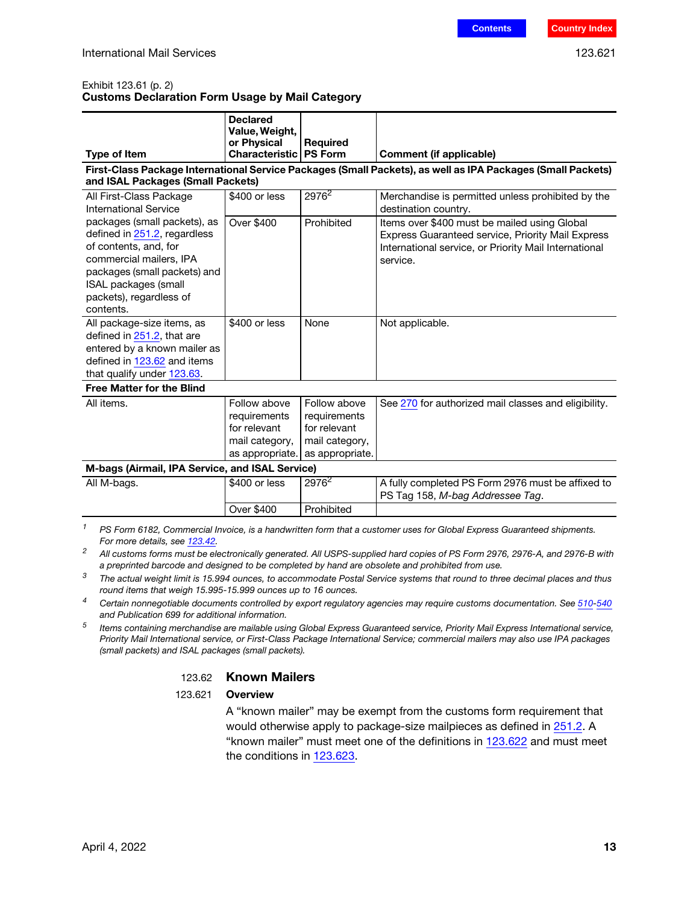Exhibit 123.61 (p. 2)
**Customs Declaration Form Usage by Mail Category**

| Type of Item | Declared Value, Weight, or Physical Characteristic | Required PS Form | Comment (if applicable) |
|---|---|---|---|
| **First-Class Package International Service Packages (Small Packets), as well as IPA Packages (Small Packets) and ISAL Packages (Small Packets)** | | | |
| All First-Class Package International Service packages (small packets), as defined in 251.2, regardless of contents, and, for commercial mailers, IPA packages (small packets) and ISAL packages (small packets), regardless of contents. | $400 or less | 2976[2] | Merchandise is permitted unless prohibited by the destination country. |
| | Over $400 | Prohibited | Items over $400 must be mailed using Global Express Guaranteed service, Priority Mail Express International service, or Priority Mail International service. |
| All package-size items, as defined in 251.2, that are entered by a known mailer as defined in 123.62 and items that qualify under 123.63. | $400 or less | None | Not applicable. |
| **Free Matter for the Blind** | | | |
| All items. | Follow above requirements for relevant mail category, as appropriate. | Follow above requirements for relevant mail category, as appropriate. | See 270 for authorized mail classes and eligibility. |
| **M-bags (Airmail, IPA Service, and ISAL Service)** | | | |
| All M-bags. | $400 or less | 2976[2] | A fully completed PS Form 2976 must be affixed to PS Tag 158, *M-bag Addressee Tag*. |
| | Over $400 | Prohibited | |

[1] *PS Form 6182, Commercial Invoice, is a handwritten form that a customer uses for Global Express Guaranteed shipments. For more details, see 123.42.*

[2] *All customs forms must be electronically generated. All USPS-supplied hard copies of PS Form 2976, 2976-A, and 2976-B with a preprinted barcode and designed to be completed by hand are obsolete and prohibited from use.*

[3] *The actual weight limit is 15.994 ounces, to accommodate Postal Service systems that round to three decimal places and thus round items that weigh 15.995-15.999 ounces up to 16 ounces.*

[4] *Certain nonnegotiable documents controlled by export regulatory agencies may require customs documentation. See 510-540 and Publication 699 for additional information.*

[5] *Items containing merchandise are mailable using Global Express Guaranteed service, Priority Mail Express International service, Priority Mail International service, or First-Class Package International Service; commercial mailers may also use IPA packages (small packets) and ISAL packages (small packets).*

## 123.62 Known Mailers

### 123.621 Overview

A "known mailer" may be exempt from the customs form requirement that would otherwise apply to package-size mailpieces as defined in 251.2. A "known mailer" must meet one of the definitions in 123.622 and must meet the conditions in 123.623.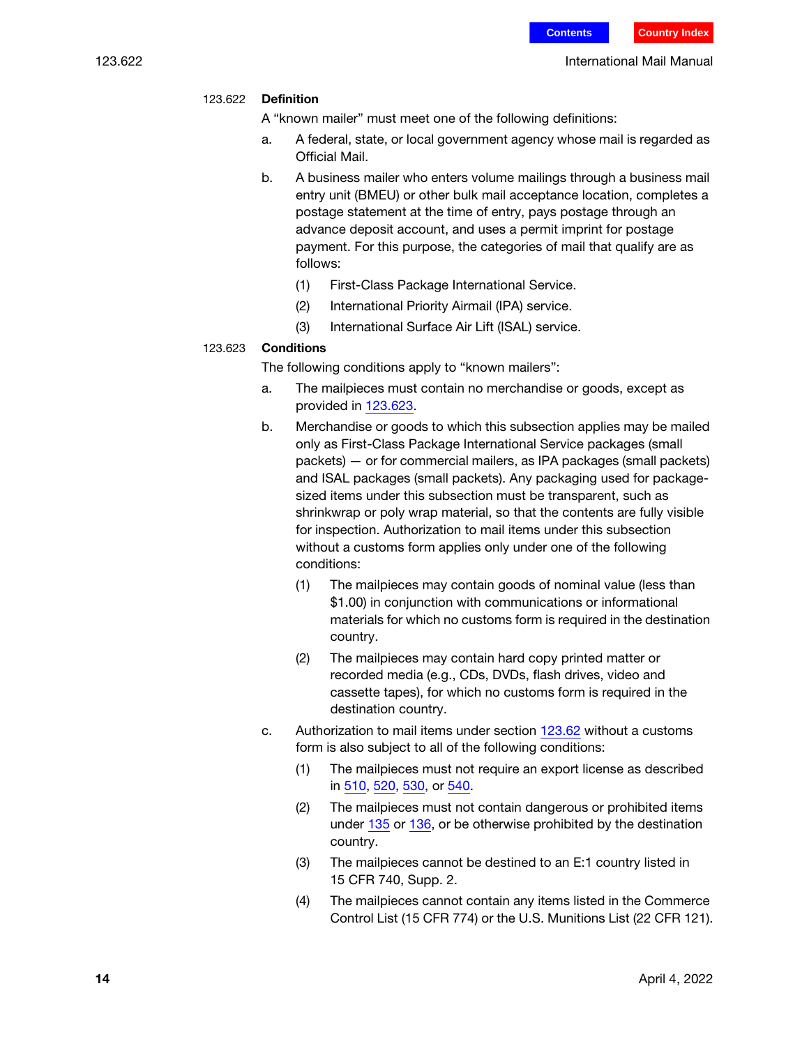#### 123.622 Definition

A "known mailer" must meet one of the following definitions:

a. A federal, state, or local government agency whose mail is regarded as Official Mail.

b. A business mailer who enters volume mailings through a business mail entry unit (BMEU) or other bulk mail acceptance location, completes a postage statement at the time of entry, pays postage through an advance deposit account, and uses a permit imprint for postage payment. For this purpose, the categories of mail that qualify are as follows:

   (1) First-Class Package International Service.

   (2) International Priority Airmail (IPA) service.

   (3) International Surface Air Lift (ISAL) service.

#### 123.623 Conditions

The following conditions apply to "known mailers":

a. The mailpieces must contain no merchandise or goods, except as provided in 123.623.

b. Merchandise or goods to which this subsection applies may be mailed only as First-Class Package International Service packages (small packets) — or for commercial mailers, as IPA packages (small packets) and ISAL packages (small packets). Any packaging used for package-sized items under this subsection must be transparent, such as shrinkwrap or poly wrap material, so that the contents are fully visible for inspection. Authorization to mail items under this subsection without a customs form applies only under one of the following conditions:

   (1) The mailpieces may contain goods of nominal value (less than $1.00) in conjunction with communications or informational materials for which no customs form is required in the destination country.

   (2) The mailpieces may contain hard copy printed matter or recorded media (e.g., CDs, DVDs, flash drives, video and cassette tapes), for which no customs form is required in the destination country.

c. Authorization to mail items under section 123.62 without a customs form is also subject to all of the following conditions:

   (1) The mailpieces must not require an export license as described in 510, 520, 530, or 540.

   (2) The mailpieces must not contain dangerous or prohibited items under 135 or 136, or be otherwise prohibited by the destination country.

   (3) The mailpieces cannot be destined to an E:1 country listed in 15 CFR 740, Supp. 2.

   (4) The mailpieces cannot contain any items listed in the Commerce Control List (15 CFR 774) or the U.S. Munitions List (22 CFR 121).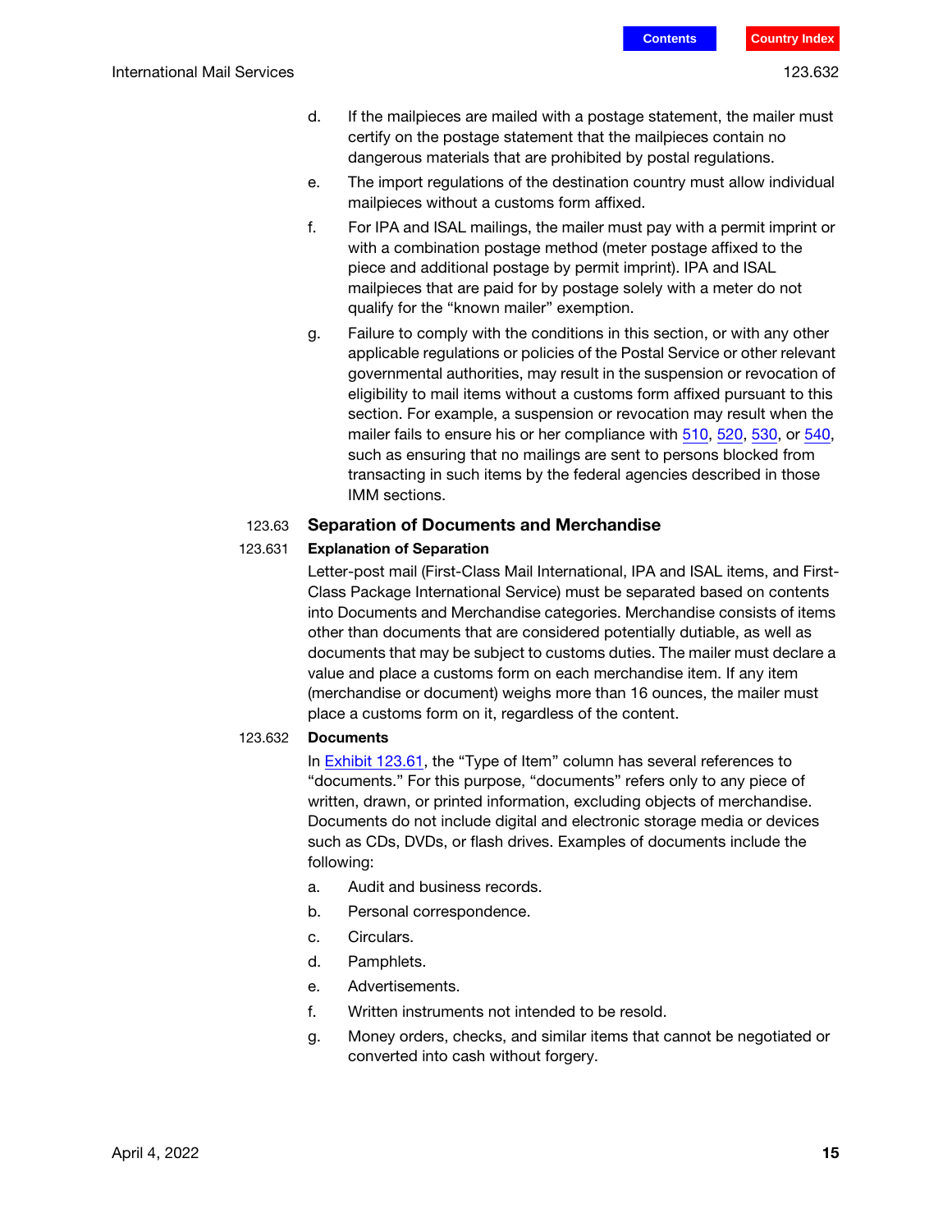d. If the mailpieces are mailed with a postage statement, the mailer must certify on the postage statement that the mailpieces contain no dangerous materials that are prohibited by postal regulations.

e. The import regulations of the destination country must allow individual mailpieces without a customs form affixed.

f. For IPA and ISAL mailings, the mailer must pay with a permit imprint or with a combination postage method (meter postage affixed to the piece and additional postage by permit imprint). IPA and ISAL mailpieces that are paid for by postage solely with a meter do not qualify for the "known mailer" exemption.

g. Failure to comply with the conditions in this section, or with any other applicable regulations or policies of the Postal Service or other relevant governmental authorities, may result in the suspension or revocation of eligibility to mail items without a customs form affixed pursuant to this section. For example, a suspension or revocation may result when the mailer fails to ensure his or her compliance with 510, 520, 530, or 540, such as ensuring that no mailings are sent to persons blocked from transacting in such items by the federal agencies described in those IMM sections.

## 123.63 Separation of Documents and Merchandise

### 123.631 Explanation of Separation

Letter-post mail (First-Class Mail International, IPA and ISAL items, and First-Class Package International Service) must be separated based on contents into Documents and Merchandise categories. Merchandise consists of items other than documents that are considered potentially dutiable, as well as documents that may be subject to customs duties. The mailer must declare a value and place a customs form on each merchandise item. If any item (merchandise or document) weighs more than 16 ounces, the mailer must place a customs form on it, regardless of the content.

### 123.632 Documents

In Exhibit 123.61, the "Type of Item" column has several references to "documents." For this purpose, "documents" refers only to any piece of written, drawn, or printed information, excluding objects of merchandise. Documents do not include digital and electronic storage media or devices such as CDs, DVDs, or flash drives. Examples of documents include the following:

a. Audit and business records.

b. Personal correspondence.

c. Circulars.

d. Pamphlets.

e. Advertisements.

f. Written instruments not intended to be resold.

g. Money orders, checks, and similar items that cannot be negotiated or converted into cash without forgery.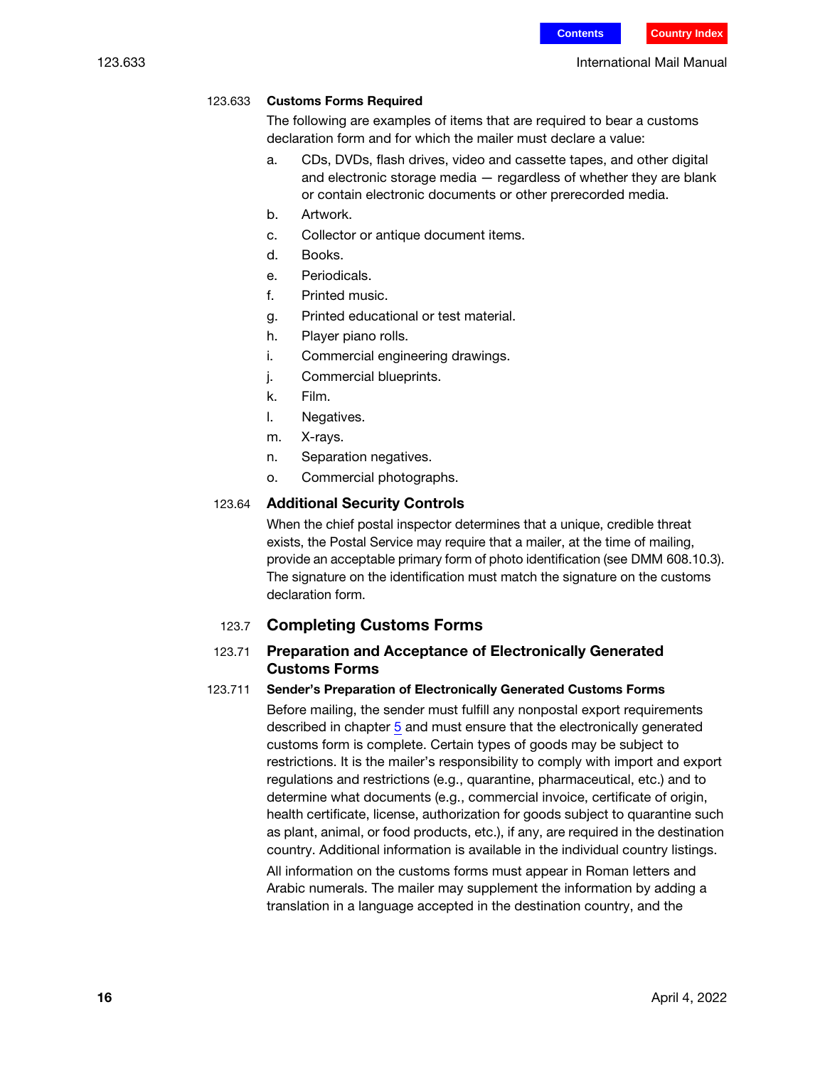#### 123.633 Customs Forms Required

The following are examples of items that are required to bear a customs declaration form and for which the mailer must declare a value:

a. CDs, DVDs, flash drives, video and cassette tapes, and other digital and electronic storage media — regardless of whether they are blank or contain electronic documents or other prerecorded media.

b. Artwork.

c. Collector or antique document items.

d. Books.

e. Periodicals.

f. Printed music.

g. Printed educational or test material.

h. Player piano rolls.

i. Commercial engineering drawings.

j. Commercial blueprints.

k. Film.

l. Negatives.

m. X-rays.

n. Separation negatives.

o. Commercial photographs.

### 123.64 Additional Security Controls

When the chief postal inspector determines that a unique, credible threat exists, the Postal Service may require that a mailer, at the time of mailing, provide an acceptable primary form of photo identification (see DMM 608.10.3). The signature on the identification must match the signature on the customs declaration form.

## 123.7 Completing Customs Forms

### 123.71 Preparation and Acceptance of Electronically Generated Customs Forms

#### 123.711 Sender's Preparation of Electronically Generated Customs Forms

Before mailing, the sender must fulfill any nonpostal export requirements described in chapter 5 and must ensure that the electronically generated customs form is complete. Certain types of goods may be subject to restrictions. It is the mailer's responsibility to comply with import and export regulations and restrictions (e.g., quarantine, pharmaceutical, etc.) and to determine what documents (e.g., commercial invoice, certificate of origin, health certificate, license, authorization for goods subject to quarantine such as plant, animal, or food products, etc.), if any, are required in the destination country. Additional information is available in the individual country listings.

All information on the customs forms must appear in Roman letters and Arabic numerals. The mailer may supplement the information by adding a translation in a language accepted in the destination country, and the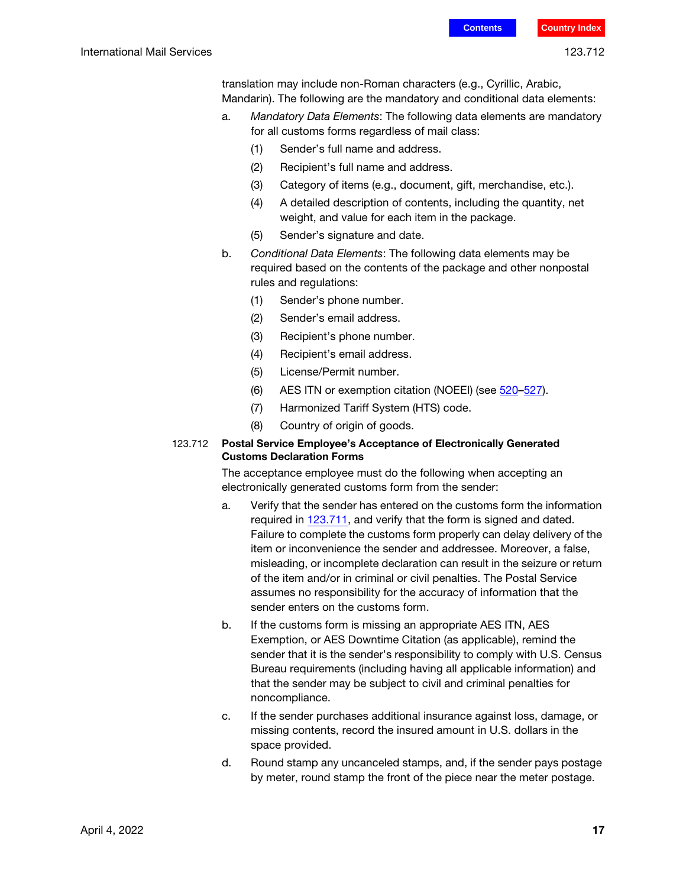translation may include non-Roman characters (e.g., Cyrillic, Arabic, Mandarin). The following are the mandatory and conditional data elements:

a. *Mandatory Data Elements*: The following data elements are mandatory for all customs forms regardless of mail class:

   (1) Sender's full name and address.

   (2) Recipient's full name and address.

   (3) Category of items (e.g., document, gift, merchandise, etc.).

   (4) A detailed description of contents, including the quantity, net weight, and value for each item in the package.

   (5) Sender's signature and date.

b. *Conditional Data Elements*: The following data elements may be required based on the contents of the package and other nonpostal rules and regulations:

   (1) Sender's phone number.

   (2) Sender's email address.

   (3) Recipient's phone number.

   (4) Recipient's email address.

   (5) License/Permit number.

   (6) AES ITN or exemption citation (NOEEI) (see 520–527).

   (7) Harmonized Tariff System (HTS) code.

   (8) Country of origin of goods.

#### 123.712 Postal Service Employee's Acceptance of Electronically Generated Customs Declaration Forms

The acceptance employee must do the following when accepting an electronically generated customs form from the sender:

a. Verify that the sender has entered on the customs form the information required in 123.711, and verify that the form is signed and dated. Failure to complete the customs form properly can delay delivery of the item or inconvenience the sender and addressee. Moreover, a false, misleading, or incomplete declaration can result in the seizure or return of the item and/or in criminal or civil penalties. The Postal Service assumes no responsibility for the accuracy of information that the sender enters on the customs form.

b. If the customs form is missing an appropriate AES ITN, AES Exemption, or AES Downtime Citation (as applicable), remind the sender that it is the sender's responsibility to comply with U.S. Census Bureau requirements (including having all applicable information) and that the sender may be subject to civil and criminal penalties for noncompliance.

c. If the sender purchases additional insurance against loss, damage, or missing contents, record the insured amount in U.S. dollars in the space provided.

d. Round stamp any uncanceled stamps, and, if the sender pays postage by meter, round stamp the front of the piece near the meter postage.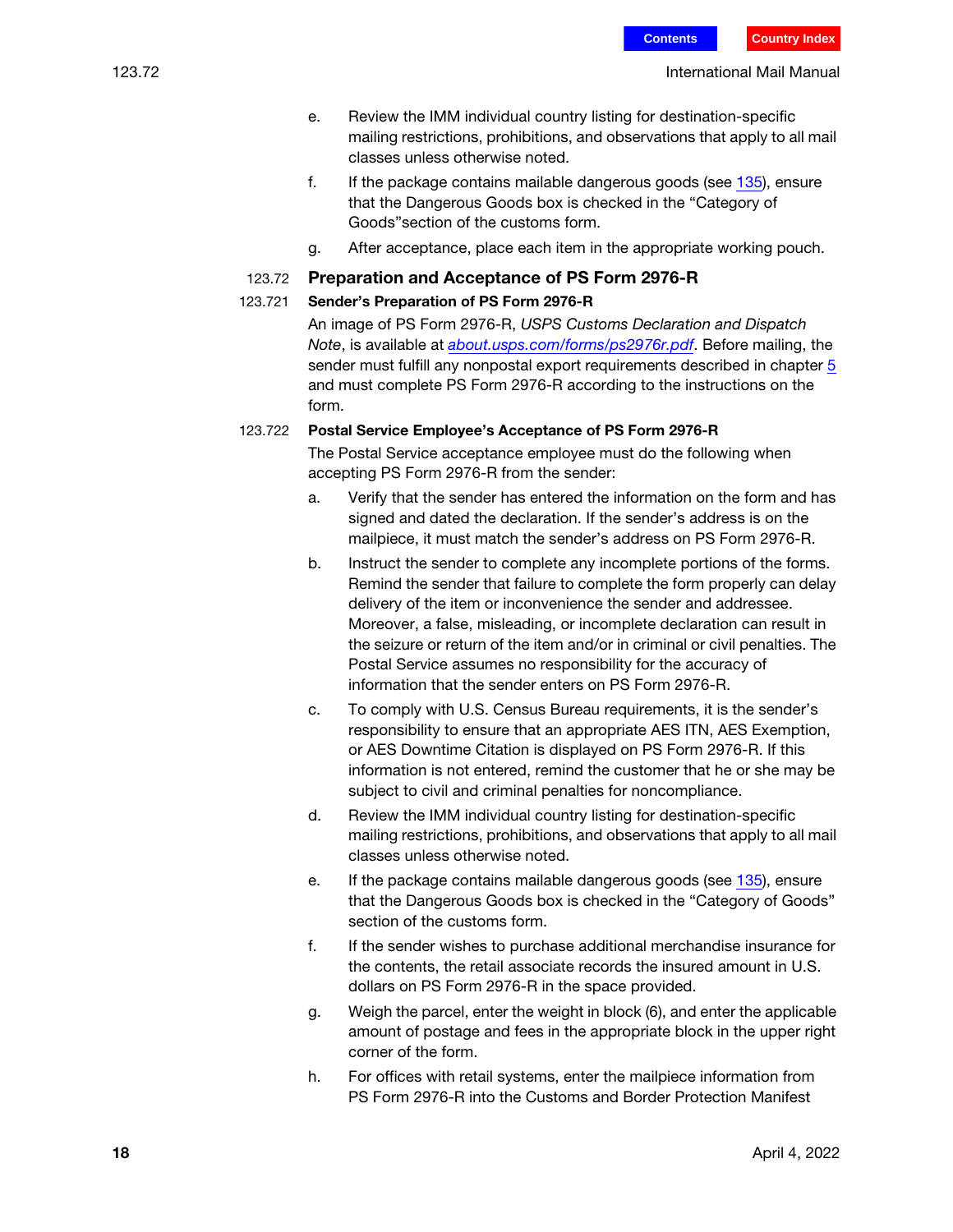e. Review the IMM individual country listing for destination-specific mailing restrictions, prohibitions, and observations that apply to all mail classes unless otherwise noted.

f. If the package contains mailable dangerous goods (see 135), ensure that the Dangerous Goods box is checked in the "Category of Goods"section of the customs form.

g. After acceptance, place each item in the appropriate working pouch.

## 123.72 Preparation and Acceptance of PS Form 2976-R

### 123.721 Sender's Preparation of PS Form 2976-R

An image of PS Form 2976-R, *USPS Customs Declaration and Dispatch Note*, is available at *about.usps.com/forms/ps2976r.pdf*. Before mailing, the sender must fulfill any nonpostal export requirements described in chapter 5 and must complete PS Form 2976-R according to the instructions on the form.

### 123.722 Postal Service Employee's Acceptance of PS Form 2976-R

The Postal Service acceptance employee must do the following when accepting PS Form 2976-R from the sender:

a. Verify that the sender has entered the information on the form and has signed and dated the declaration. If the sender's address is on the mailpiece, it must match the sender's address on PS Form 2976-R.

b. Instruct the sender to complete any incomplete portions of the forms. Remind the sender that failure to complete the form properly can delay delivery of the item or inconvenience the sender and addressee. Moreover, a false, misleading, or incomplete declaration can result in the seizure or return of the item and/or in criminal or civil penalties. The Postal Service assumes no responsibility for the accuracy of information that the sender enters on PS Form 2976-R.

c. To comply with U.S. Census Bureau requirements, it is the sender's responsibility to ensure that an appropriate AES ITN, AES Exemption, or AES Downtime Citation is displayed on PS Form 2976-R. If this information is not entered, remind the customer that he or she may be subject to civil and criminal penalties for noncompliance.

d. Review the IMM individual country listing for destination-specific mailing restrictions, prohibitions, and observations that apply to all mail classes unless otherwise noted.

e. If the package contains mailable dangerous goods (see 135), ensure that the Dangerous Goods box is checked in the "Category of Goods" section of the customs form.

f. If the sender wishes to purchase additional merchandise insurance for the contents, the retail associate records the insured amount in U.S. dollars on PS Form 2976-R in the space provided.

g. Weigh the parcel, enter the weight in block (6), and enter the applicable amount of postage and fees in the appropriate block in the upper right corner of the form.

h. For offices with retail systems, enter the mailpiece information from PS Form 2976-R into the Customs and Border Protection Manifest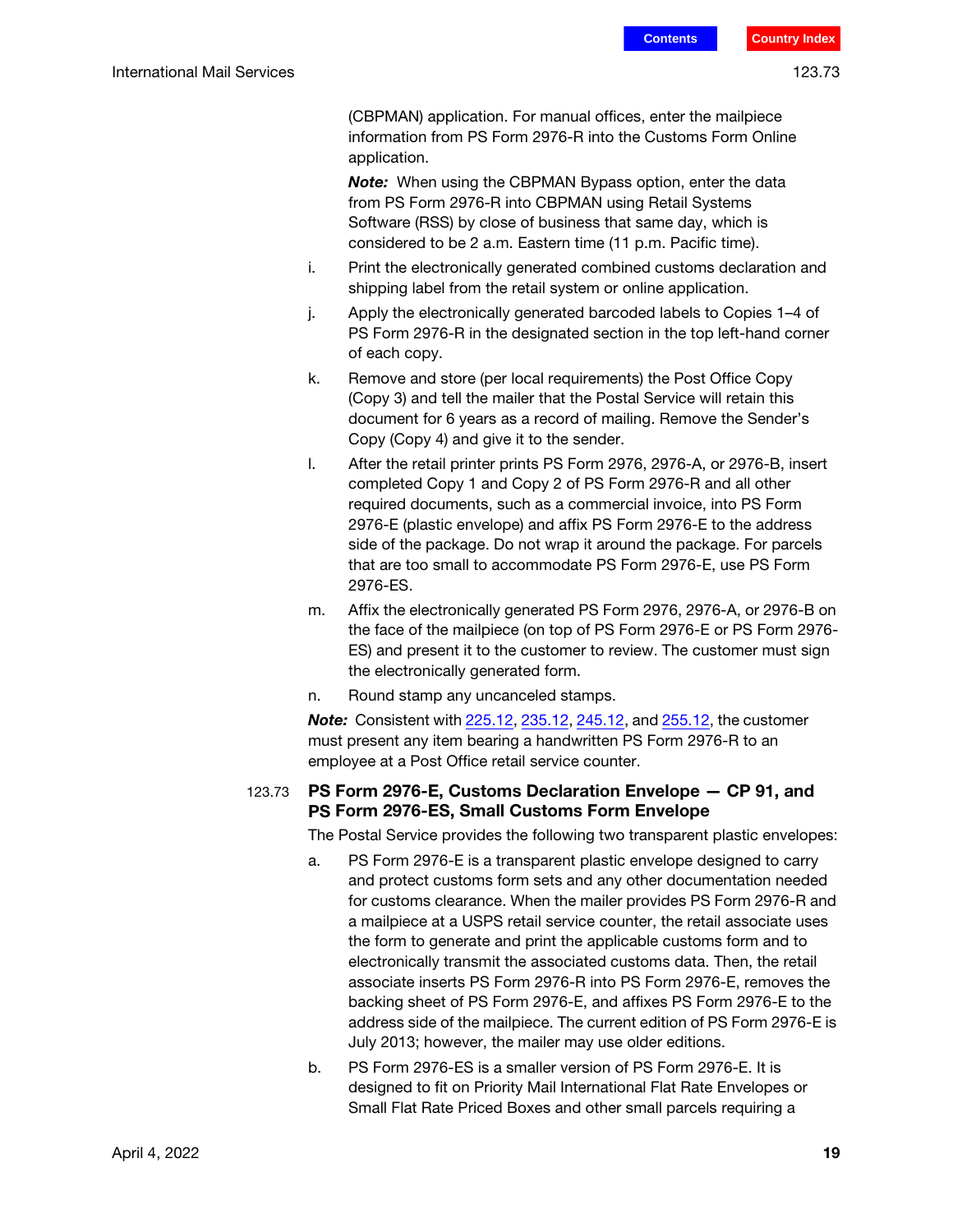(CBPMAN) application. For manual offices, enter the mailpiece information from PS Form 2976-R into the Customs Form Online application.

***Note:*** When using the CBPMAN Bypass option, enter the data from PS Form 2976-R into CBPMAN using Retail Systems Software (RSS) by close of business that same day, which is considered to be 2 a.m. Eastern time (11 p.m. Pacific time).

i. Print the electronically generated combined customs declaration and shipping label from the retail system or online application.

j. Apply the electronically generated barcoded labels to Copies 1–4 of PS Form 2976-R in the designated section in the top left-hand corner of each copy.

k. Remove and store (per local requirements) the Post Office Copy (Copy 3) and tell the mailer that the Postal Service will retain this document for 6 years as a record of mailing. Remove the Sender's Copy (Copy 4) and give it to the sender.

l. After the retail printer prints PS Form 2976, 2976-A, or 2976-B, insert completed Copy 1 and Copy 2 of PS Form 2976-R and all other required documents, such as a commercial invoice, into PS Form 2976-E (plastic envelope) and affix PS Form 2976-E to the address side of the package. Do not wrap it around the package. For parcels that are too small to accommodate PS Form 2976-E, use PS Form 2976-ES.

m. Affix the electronically generated PS Form 2976, 2976-A, or 2976-B on the face of the mailpiece (on top of PS Form 2976-E or PS Form 2976-ES) and present it to the customer to review. The customer must sign the electronically generated form.

n. Round stamp any uncanceled stamps.

***Note:*** Consistent with 225.12, 235.12, 245.12, and 255.12, the customer must present any item bearing a handwritten PS Form 2976-R to an employee at a Post Office retail service counter.

### 123.73 PS Form 2976-E, Customs Declaration Envelope — CP 91, and PS Form 2976-ES, Small Customs Form Envelope

The Postal Service provides the following two transparent plastic envelopes:

a. PS Form 2976-E is a transparent plastic envelope designed to carry and protect customs form sets and any other documentation needed for customs clearance. When the mailer provides PS Form 2976-R and a mailpiece at a USPS retail service counter, the retail associate uses the form to generate and print the applicable customs form and to electronically transmit the associated customs data. Then, the retail associate inserts PS Form 2976-R into PS Form 2976-E, removes the backing sheet of PS Form 2976-E, and affixes PS Form 2976-E to the address side of the mailpiece. The current edition of PS Form 2976-E is July 2013; however, the mailer may use older editions.

b. PS Form 2976-ES is a smaller version of PS Form 2976-E. It is designed to fit on Priority Mail International Flat Rate Envelopes or Small Flat Rate Priced Boxes and other small parcels requiring a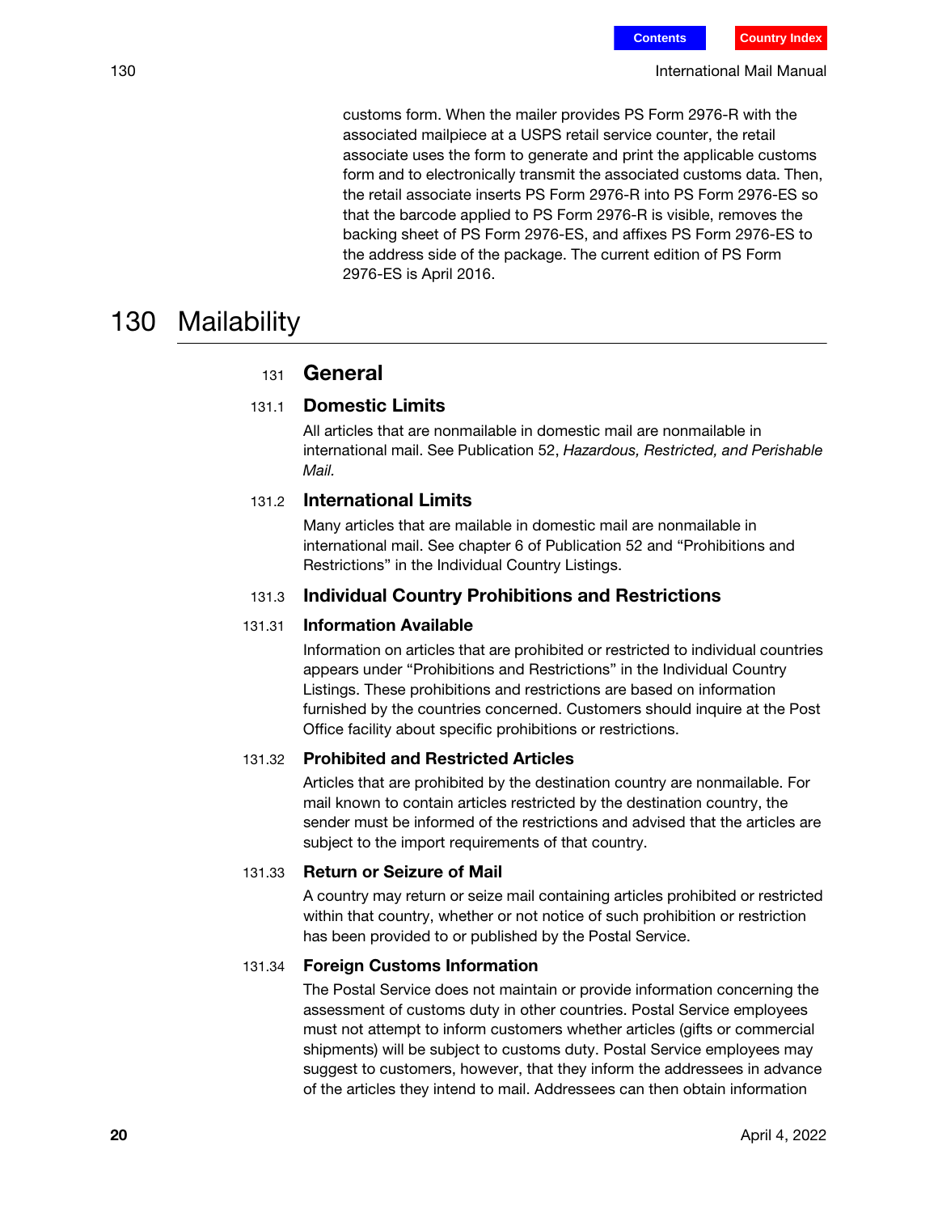customs form. When the mailer provides PS Form 2976-R with the associated mailpiece at a USPS retail service counter, the retail associate uses the form to generate and print the applicable customs form and to electronically transmit the associated customs data. Then, the retail associate inserts PS Form 2976-R into PS Form 2976-ES so that the barcode applied to PS Form 2976-R is visible, removes the backing sheet of PS Form 2976-ES, and affixes PS Form 2976-ES to the address side of the package. The current edition of PS Form 2976-ES is April 2016.

# 130 Mailability

## 131 General

### 131.1 Domestic Limits

All articles that are nonmailable in domestic mail are nonmailable in international mail. See Publication 52, *Hazardous, Restricted, and Perishable Mail*.

### 131.2 International Limits

Many articles that are mailable in domestic mail are nonmailable in international mail. See chapter 6 of Publication 52 and "Prohibitions and Restrictions" in the Individual Country Listings.

### 131.3 Individual Country Prohibitions and Restrictions

#### 131.31 Information Available

Information on articles that are prohibited or restricted to individual countries appears under "Prohibitions and Restrictions" in the Individual Country Listings. These prohibitions and restrictions are based on information furnished by the countries concerned. Customers should inquire at the Post Office facility about specific prohibitions or restrictions.

#### 131.32 Prohibited and Restricted Articles

Articles that are prohibited by the destination country are nonmailable. For mail known to contain articles restricted by the destination country, the sender must be informed of the restrictions and advised that the articles are subject to the import requirements of that country.

#### 131.33 Return or Seizure of Mail

A country may return or seize mail containing articles prohibited or restricted within that country, whether or not notice of such prohibition or restriction has been provided to or published by the Postal Service.

#### 131.34 Foreign Customs Information

The Postal Service does not maintain or provide information concerning the assessment of customs duty in other countries. Postal Service employees must not attempt to inform customers whether articles (gifts or commercial shipments) will be subject to customs duty. Postal Service employees may suggest to customers, however, that they inform the addressees in advance of the articles they intend to mail. Addressees can then obtain information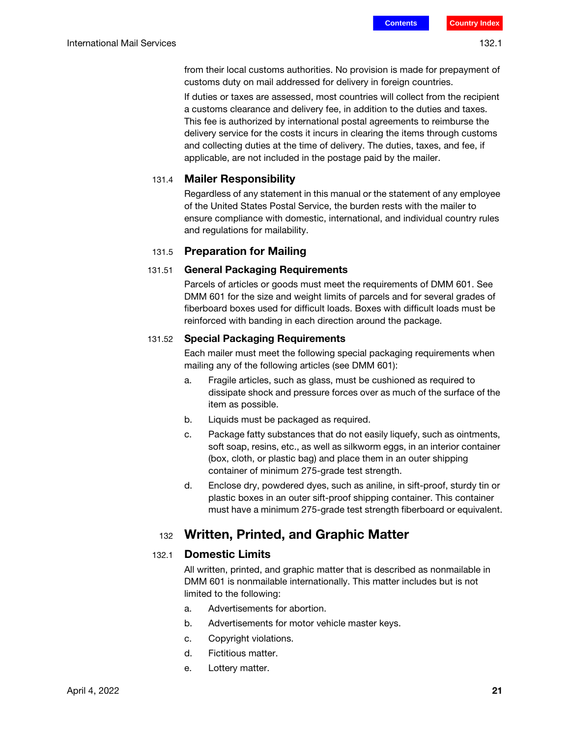from their local customs authorities. No provision is made for prepayment of customs duty on mail addressed for delivery in foreign countries.

If duties or taxes are assessed, most countries will collect from the recipient a customs clearance and delivery fee, in addition to the duties and taxes. This fee is authorized by international postal agreements to reimburse the delivery service for the costs it incurs in clearing the items through customs and collecting duties at the time of delivery. The duties, taxes, and fee, if applicable, are not included in the postage paid by the mailer.

### 131.4 Mailer Responsibility

Regardless of any statement in this manual or the statement of any employee of the United States Postal Service, the burden rests with the mailer to ensure compliance with domestic, international, and individual country rules and regulations for mailability.

### 131.5 Preparation for Mailing

#### 131.51 General Packaging Requirements

Parcels of articles or goods must meet the requirements of DMM 601. See DMM 601 for the size and weight limits of parcels and for several grades of fiberboard boxes used for difficult loads. Boxes with difficult loads must be reinforced with banding in each direction around the package.

#### 131.52 Special Packaging Requirements

Each mailer must meet the following special packaging requirements when mailing any of the following articles (see DMM 601):

a. Fragile articles, such as glass, must be cushioned as required to dissipate shock and pressure forces over as much of the surface of the item as possible.

b. Liquids must be packaged as required.

c. Package fatty substances that do not easily liquefy, such as ointments, soft soap, resins, etc., as well as silkworm eggs, in an interior container (box, cloth, or plastic bag) and place them in an outer shipping container of minimum 275-grade test strength.

d. Enclose dry, powdered dyes, such as aniline, in sift-proof, sturdy tin or plastic boxes in an outer sift-proof shipping container. This container must have a minimum 275-grade test strength fiberboard or equivalent.

## 132 Written, Printed, and Graphic Matter

### 132.1 Domestic Limits

All written, printed, and graphic matter that is described as nonmailable in DMM 601 is nonmailable internationally. This matter includes but is not limited to the following:

a. Advertisements for abortion.

b. Advertisements for motor vehicle master keys.

c. Copyright violations.

d. Fictitious matter.

e. Lottery matter.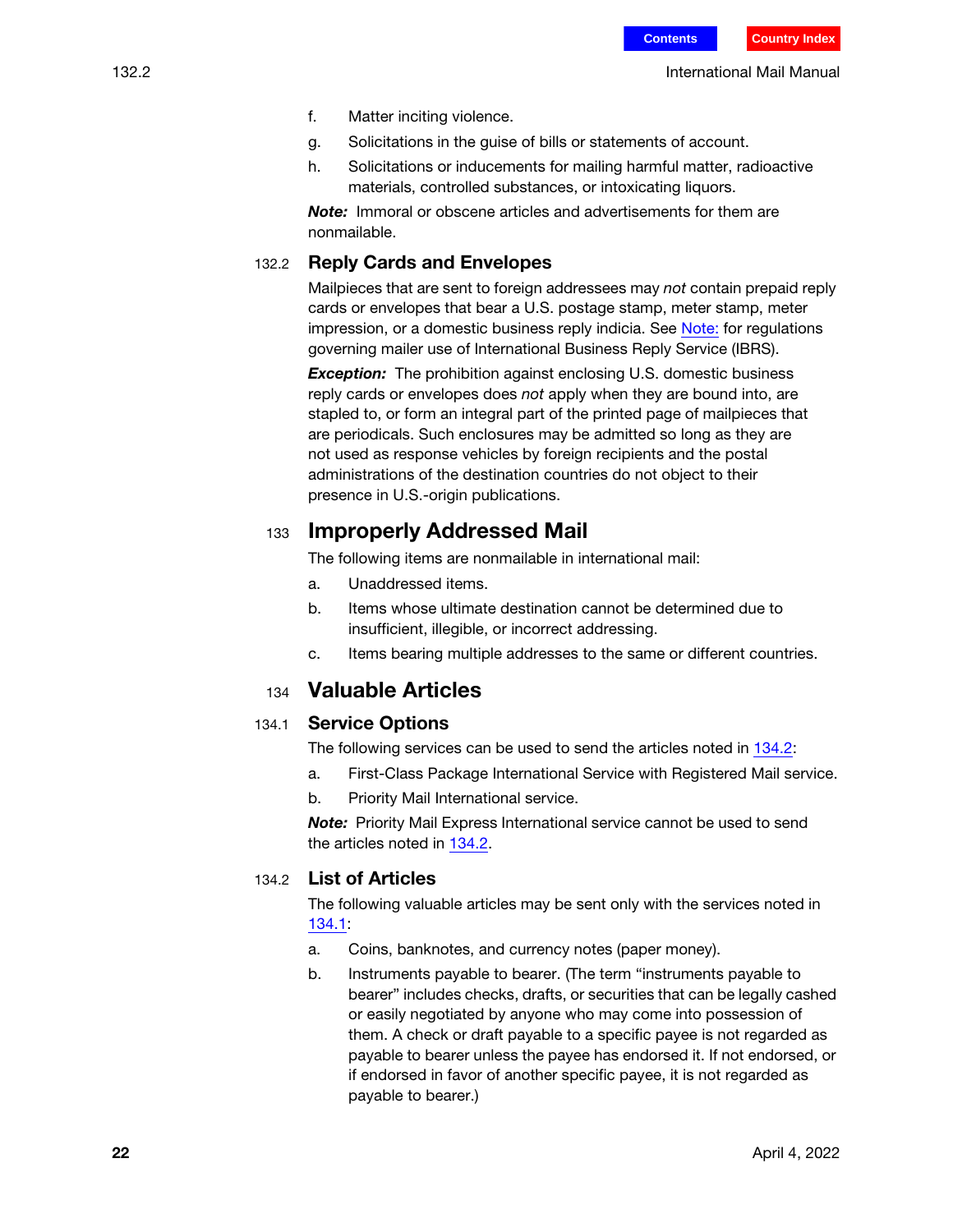f. Matter inciting violence.

g. Solicitations in the guise of bills or statements of account.

h. Solicitations or inducements for mailing harmful matter, radioactive materials, controlled substances, or intoxicating liquors.

***Note:*** Immoral or obscene articles and advertisements for them are nonmailable.

### 132.2 Reply Cards and Envelopes

Mailpieces that are sent to foreign addressees may *not* contain prepaid reply cards or envelopes that bear a U.S. postage stamp, meter stamp, meter impression, or a domestic business reply indicia. See Note: for regulations governing mailer use of International Business Reply Service (IBRS).

***Exception:*** The prohibition against enclosing U.S. domestic business reply cards or envelopes does *not* apply when they are bound into, are stapled to, or form an integral part of the printed page of mailpieces that are periodicals. Such enclosures may be admitted so long as they are not used as response vehicles by foreign recipients and the postal administrations of the destination countries do not object to their presence in U.S.-origin publications.

## 133 Improperly Addressed Mail

The following items are nonmailable in international mail:

a. Unaddressed items.

b. Items whose ultimate destination cannot be determined due to insufficient, illegible, or incorrect addressing.

c. Items bearing multiple addresses to the same or different countries.

## 134 Valuable Articles

### 134.1 Service Options

The following services can be used to send the articles noted in 134.2:

a. First-Class Package International Service with Registered Mail service.

b. Priority Mail International service.

***Note:*** Priority Mail Express International service cannot be used to send the articles noted in 134.2.

### 134.2 List of Articles

The following valuable articles may be sent only with the services noted in 134.1:

a. Coins, banknotes, and currency notes (paper money).

b. Instruments payable to bearer. (The term “instruments payable to bearer” includes checks, drafts, or securities that can be legally cashed or easily negotiated by anyone who may come into possession of them. A check or draft payable to a specific payee is not regarded as payable to bearer unless the payee has endorsed it. If not endorsed, or if endorsed in favor of another specific payee, it is not regarded as payable to bearer.)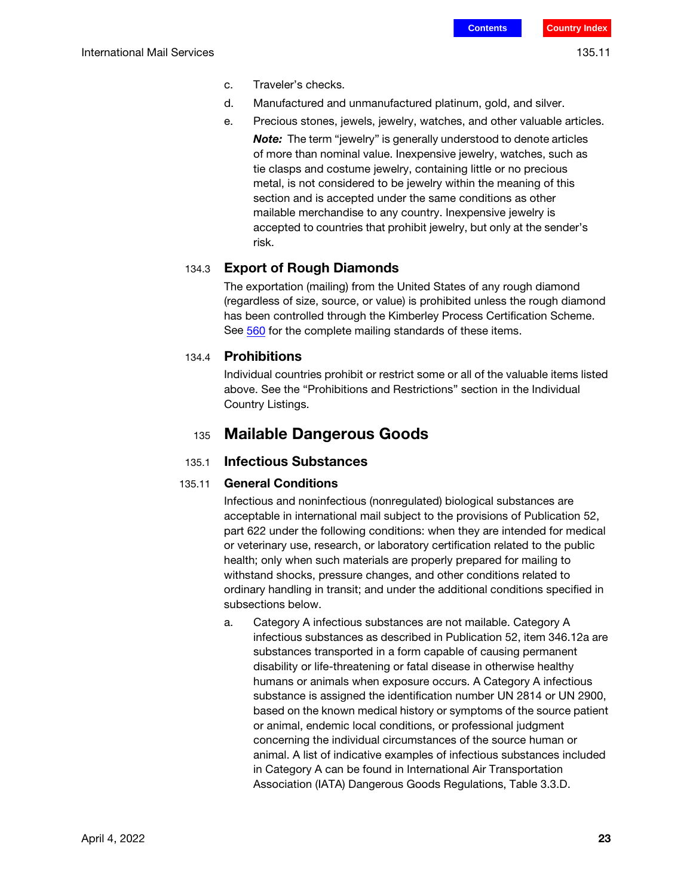c. Traveler's checks.

d. Manufactured and unmanufactured platinum, gold, and silver.

e. Precious stones, jewels, jewelry, watches, and other valuable articles.

***Note:*** The term "jewelry" is generally understood to denote articles of more than nominal value. Inexpensive jewelry, watches, such as tie clasps and costume jewelry, containing little or no precious metal, is not considered to be jewelry within the meaning of this section and is accepted under the same conditions as other mailable merchandise to any country. Inexpensive jewelry is accepted to countries that prohibit jewelry, but only at the sender's risk.

### 134.3 Export of Rough Diamonds

The exportation (mailing) from the United States of any rough diamond (regardless of size, source, or value) is prohibited unless the rough diamond has been controlled through the Kimberley Process Certification Scheme. See 560 for the complete mailing standards of these items.

### 134.4 Prohibitions

Individual countries prohibit or restrict some or all of the valuable items listed above. See the "Prohibitions and Restrictions" section in the Individual Country Listings.

## 135 Mailable Dangerous Goods

### 135.1 Infectious Substances

### 135.11 General Conditions

Infectious and noninfectious (nonregulated) biological substances are acceptable in international mail subject to the provisions of Publication 52, part 622 under the following conditions: when they are intended for medical or veterinary use, research, or laboratory certification related to the public health; only when such materials are properly prepared for mailing to withstand shocks, pressure changes, and other conditions related to ordinary handling in transit; and under the additional conditions specified in subsections below.

a. Category A infectious substances are not mailable. Category A infectious substances as described in Publication 52, item 346.12a are substances transported in a form capable of causing permanent disability or life-threatening or fatal disease in otherwise healthy humans or animals when exposure occurs. A Category A infectious substance is assigned the identification number UN 2814 or UN 2900, based on the known medical history or symptoms of the source patient or animal, endemic local conditions, or professional judgment concerning the individual circumstances of the source human or animal. A list of indicative examples of infectious substances included in Category A can be found in International Air Transportation Association (IATA) Dangerous Goods Regulations, Table 3.3.D.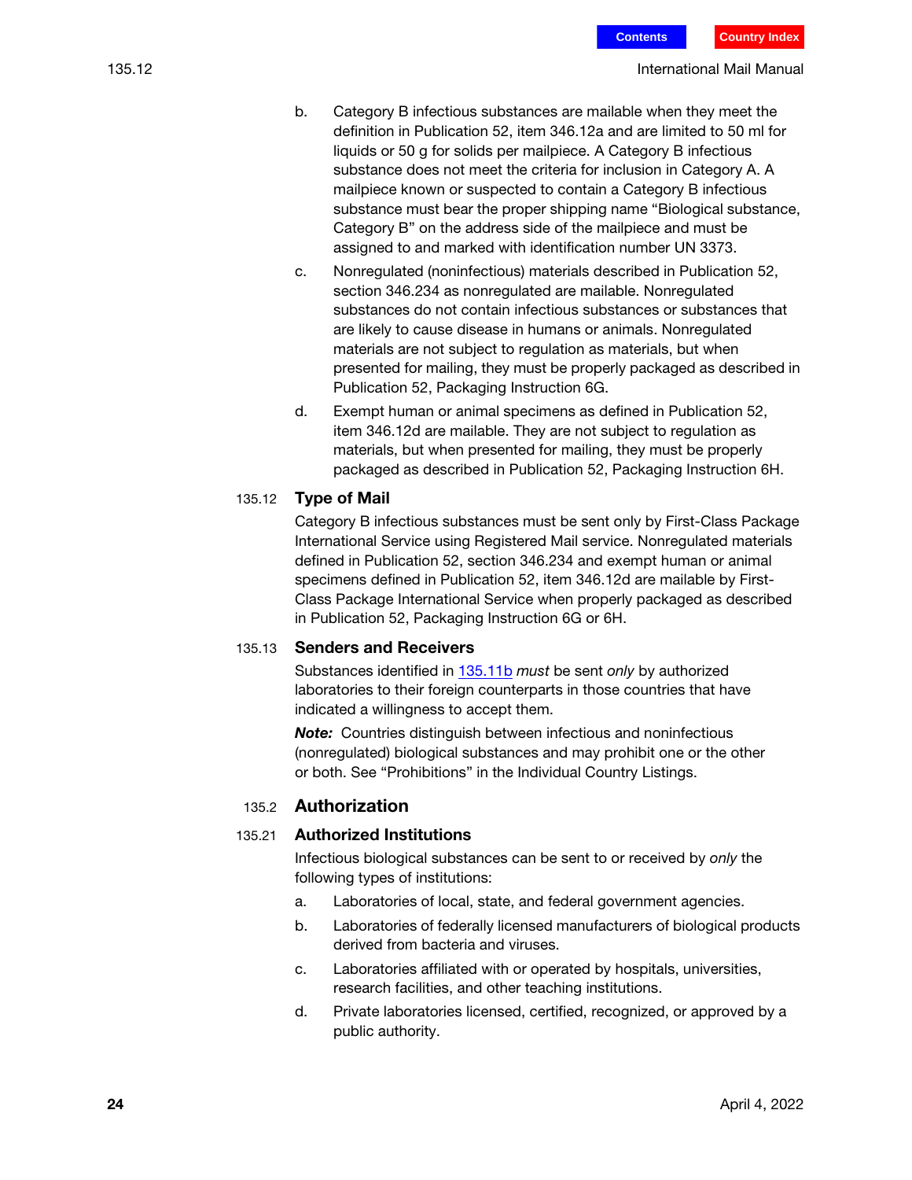b. Category B infectious substances are mailable when they meet the definition in Publication 52, item 346.12a and are limited to 50 ml for liquids or 50 g for solids per mailpiece. A Category B infectious substance does not meet the criteria for inclusion in Category A. A mailpiece known or suspected to contain a Category B infectious substance must bear the proper shipping name “Biological substance, Category B” on the address side of the mailpiece and must be assigned to and marked with identification number UN 3373.

c. Nonregulated (noninfectious) materials described in Publication 52, section 346.234 as nonregulated are mailable. Nonregulated substances do not contain infectious substances or substances that are likely to cause disease in humans or animals. Nonregulated materials are not subject to regulation as materials, but when presented for mailing, they must be properly packaged as described in Publication 52, Packaging Instruction 6G.

d. Exempt human or animal specimens as defined in Publication 52, item 346.12d are mailable. They are not subject to regulation as materials, but when presented for mailing, they must be properly packaged as described in Publication 52, Packaging Instruction 6H.

### 135.12 Type of Mail

Category B infectious substances must be sent only by First-Class Package International Service using Registered Mail service. Nonregulated materials defined in Publication 52, section 346.234 and exempt human or animal specimens defined in Publication 52, item 346.12d are mailable by First-Class Package International Service when properly packaged as described in Publication 52, Packaging Instruction 6G or 6H.

### 135.13 Senders and Receivers

Substances identified in 135.11b *must* be sent *only* by authorized laboratories to their foreign counterparts in those countries that have indicated a willingness to accept them.

***Note:*** Countries distinguish between infectious and noninfectious (nonregulated) biological substances and may prohibit one or the other or both. See “Prohibitions” in the Individual Country Listings.

## 135.2 Authorization

### 135.21 Authorized Institutions

Infectious biological substances can be sent to or received by *only* the following types of institutions:

a. Laboratories of local, state, and federal government agencies.

b. Laboratories of federally licensed manufacturers of biological products derived from bacteria and viruses.

c. Laboratories affiliated with or operated by hospitals, universities, research facilities, and other teaching institutions.

d. Private laboratories licensed, certified, recognized, or approved by a public authority.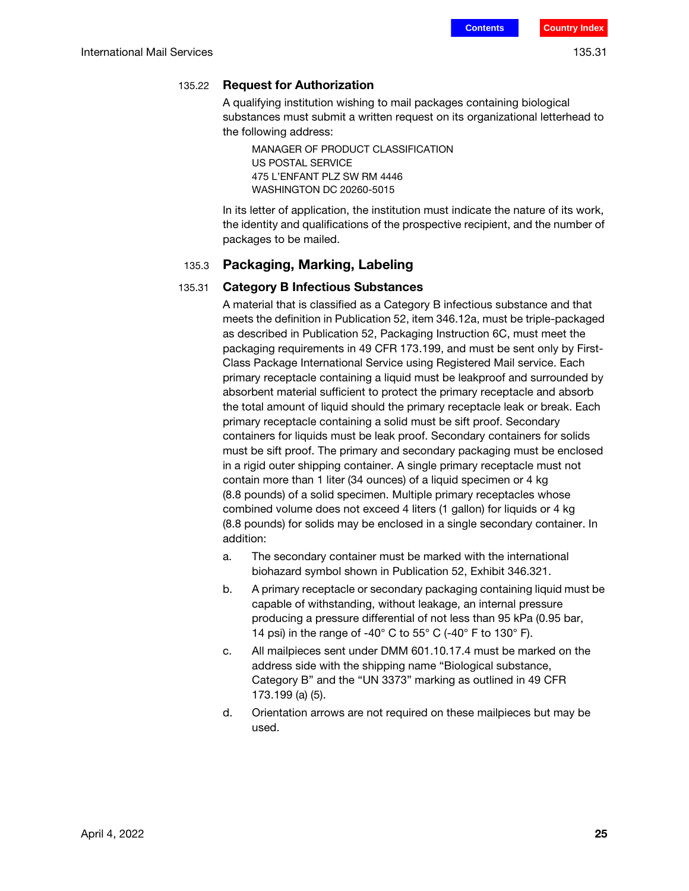#### 135.22 Request for Authorization

A qualifying institution wishing to mail packages containing biological substances must submit a written request on its organizational letterhead to the following address:

MANAGER OF PRODUCT CLASSIFICATION
US POSTAL SERVICE
475 L'ENFANT PLZ SW RM 4446
WASHINGTON DC 20260-5015

In its letter of application, the institution must indicate the nature of its work, the identity and qualifications of the prospective recipient, and the number of packages to be mailed.

### 135.3 Packaging, Marking, Labeling

#### 135.31 Category B Infectious Substances

A material that is classified as a Category B infectious substance and that meets the definition in Publication 52, item 346.12a, must be triple-packaged as described in Publication 52, Packaging Instruction 6C, must meet the packaging requirements in 49 CFR 173.199, and must be sent only by First-Class Package International Service using Registered Mail service. Each primary receptacle containing a liquid must be leakproof and surrounded by absorbent material sufficient to protect the primary receptacle and absorb the total amount of liquid should the primary receptacle leak or break. Each primary receptacle containing a solid must be sift proof. Secondary containers for liquids must be leak proof. Secondary containers for solids must be sift proof. The primary and secondary packaging must be enclosed in a rigid outer shipping container. A single primary receptacle must not contain more than 1 liter (34 ounces) of a liquid specimen or 4 kg (8.8 pounds) of a solid specimen. Multiple primary receptacles whose combined volume does not exceed 4 liters (1 gallon) for liquids or 4 kg (8.8 pounds) for solids may be enclosed in a single secondary container. In addition:

a. The secondary container must be marked with the international biohazard symbol shown in Publication 52, Exhibit 346.321.

b. A primary receptacle or secondary packaging containing liquid must be capable of withstanding, without leakage, an internal pressure producing a pressure differential of not less than 95 kPa (0.95 bar, 14 psi) in the range of -40° C to 55° C (-40° F to 130° F).

c. All mailpieces sent under DMM 601.10.17.4 must be marked on the address side with the shipping name "Biological substance, Category B" and the "UN 3373" marking as outlined in 49 CFR 173.199 (a) (5).

d. Orientation arrows are not required on these mailpieces but may be used.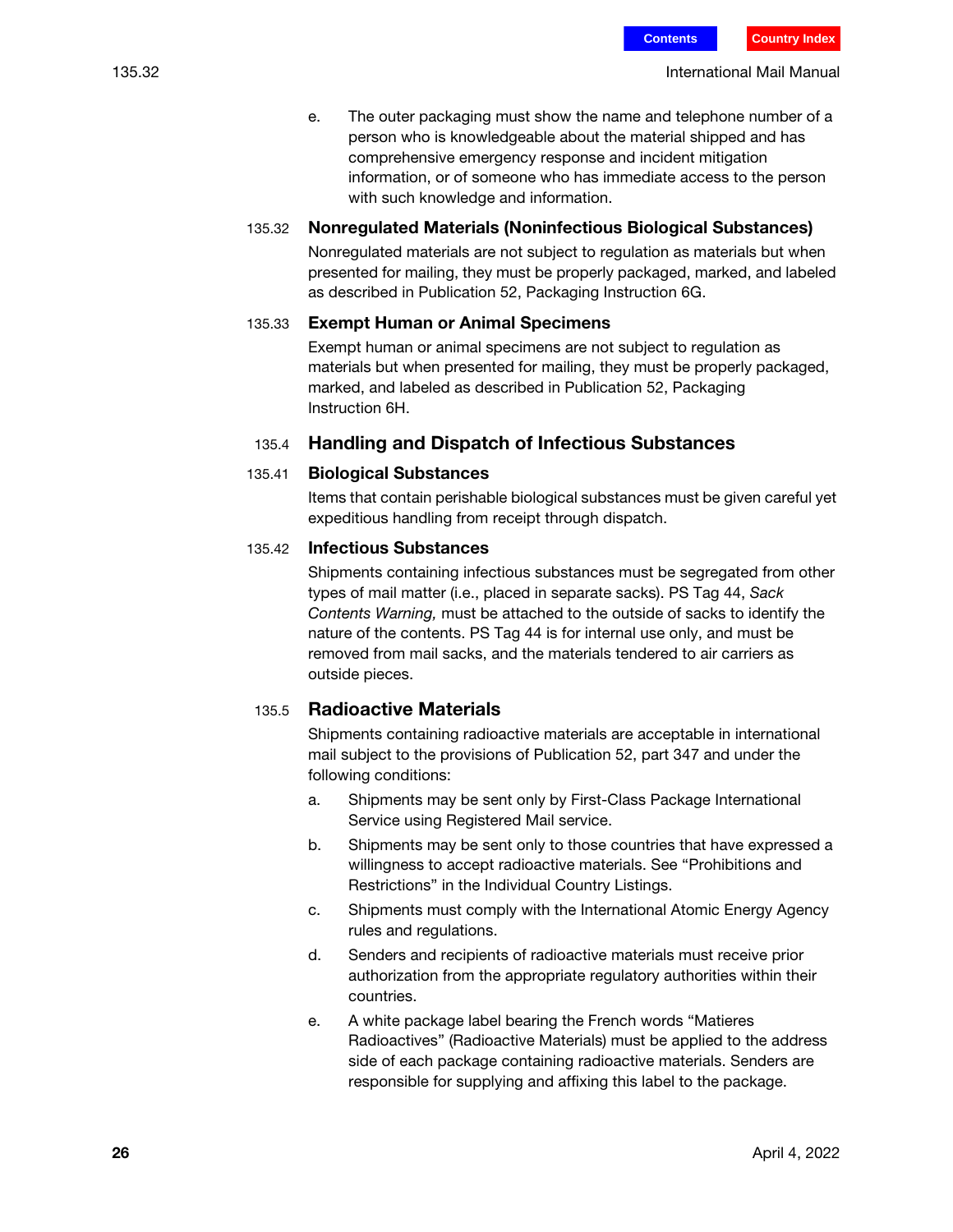e. The outer packaging must show the name and telephone number of a person who is knowledgeable about the material shipped and has comprehensive emergency response and incident mitigation information, or of someone who has immediate access to the person with such knowledge and information.

#### 135.32 Nonregulated Materials (Noninfectious Biological Substances)

Nonregulated materials are not subject to regulation as materials but when presented for mailing, they must be properly packaged, marked, and labeled as described in Publication 52, Packaging Instruction 6G.

#### 135.33 Exempt Human or Animal Specimens

Exempt human or animal specimens are not subject to regulation as materials but when presented for mailing, they must be properly packaged, marked, and labeled as described in Publication 52, Packaging Instruction 6H.

### 135.4 Handling and Dispatch of Infectious Substances

#### 135.41 Biological Substances

Items that contain perishable biological substances must be given careful yet expeditious handling from receipt through dispatch.

#### 135.42 Infectious Substances

Shipments containing infectious substances must be segregated from other types of mail matter (i.e., placed in separate sacks). PS Tag 44, *Sack Contents Warning,* must be attached to the outside of sacks to identify the nature of the contents. PS Tag 44 is for internal use only, and must be removed from mail sacks, and the materials tendered to air carriers as outside pieces.

### 135.5 Radioactive Materials

Shipments containing radioactive materials are acceptable in international mail subject to the provisions of Publication 52, part 347 and under the following conditions:

a. Shipments may be sent only by First-Class Package International Service using Registered Mail service.

b. Shipments may be sent only to those countries that have expressed a willingness to accept radioactive materials. See “Prohibitions and Restrictions” in the Individual Country Listings.

c. Shipments must comply with the International Atomic Energy Agency rules and regulations.

d. Senders and recipients of radioactive materials must receive prior authorization from the appropriate regulatory authorities within their countries.

e. A white package label bearing the French words “Matieres Radioactives” (Radioactive Materials) must be applied to the address side of each package containing radioactive materials. Senders are responsible for supplying and affixing this label to the package.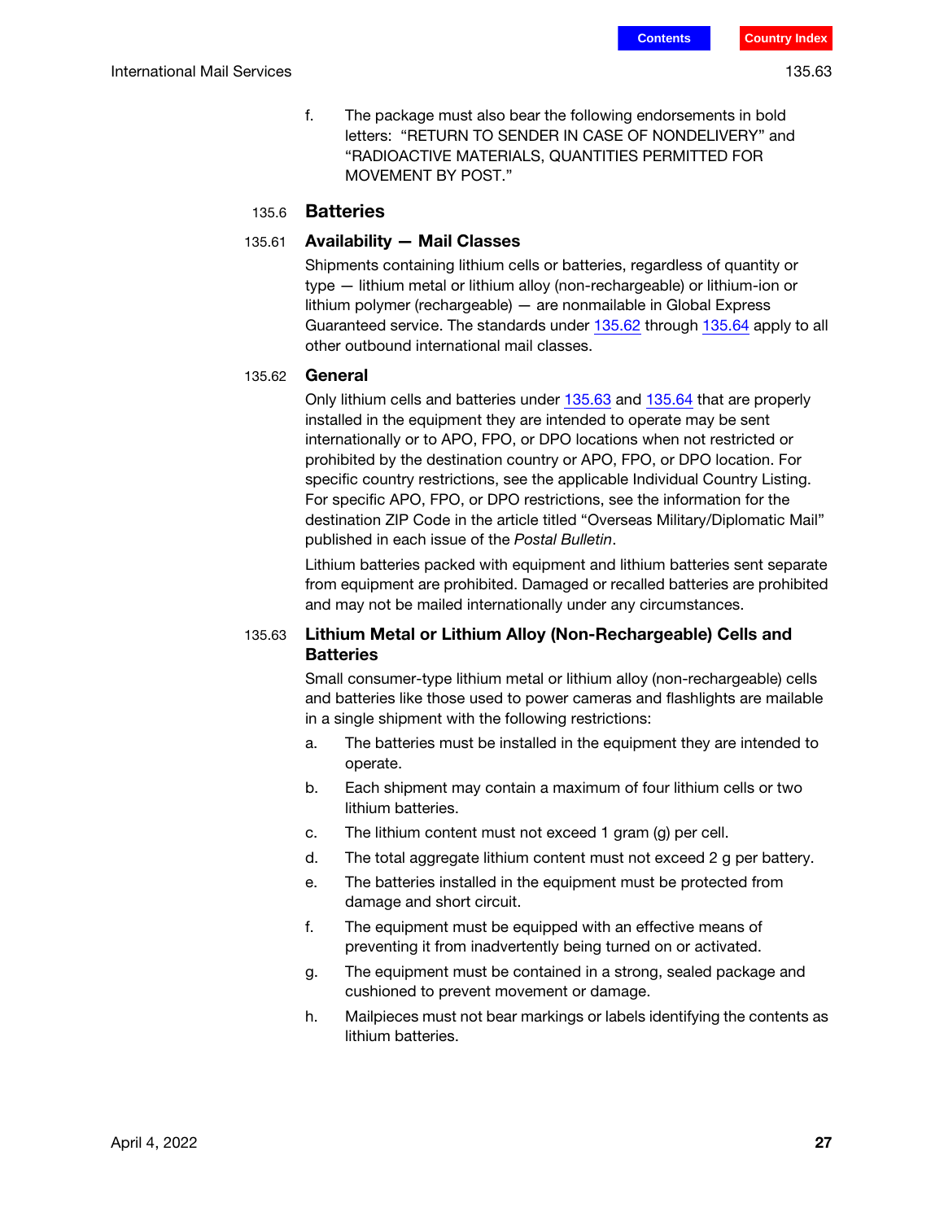f. The package must also bear the following endorsements in bold letters: **"RETURN TO SENDER IN CASE OF NONDELIVERY"** and **"RADIOACTIVE MATERIALS, QUANTITIES PERMITTED FOR MOVEMENT BY POST."**

## 135.6 Batteries

### 135.61 Availability — Mail Classes

Shipments containing lithium cells or batteries, regardless of quantity or type — lithium metal or lithium alloy (non-rechargeable) or lithium-ion or lithium polymer (rechargeable) — are nonmailable in Global Express Guaranteed service. The standards under 135.62 through 135.64 apply to all other outbound international mail classes.

### 135.62 General

Only lithium cells and batteries under 135.63 and 135.64 that are properly installed in the equipment they are intended to operate may be sent internationally or to APO, FPO, or DPO locations when not restricted or prohibited by the destination country or APO, FPO, or DPO location. For specific country restrictions, see the applicable Individual Country Listing. For specific APO, FPO, or DPO restrictions, see the information for the destination ZIP Code in the article titled "Overseas Military/Diplomatic Mail" published in each issue of the *Postal Bulletin*.

Lithium batteries packed with equipment and lithium batteries sent separate from equipment are prohibited. Damaged or recalled batteries are prohibited and may not be mailed internationally under any circumstances.

### 135.63 Lithium Metal or Lithium Alloy (Non-Rechargeable) Cells and Batteries

Small consumer-type lithium metal or lithium alloy (non-rechargeable) cells and batteries like those used to power cameras and flashlights are mailable in a single shipment with the following restrictions:

a. The batteries must be installed in the equipment they are intended to operate.

b. Each shipment may contain a maximum of four lithium cells or two lithium batteries.

c. The lithium content must not exceed 1 gram (g) per cell.

d. The total aggregate lithium content must not exceed 2 g per battery.

e. The batteries installed in the equipment must be protected from damage and short circuit.

f. The equipment must be equipped with an effective means of preventing it from inadvertently being turned on or activated.

g. The equipment must be contained in a strong, sealed package and cushioned to prevent movement or damage.

h. Mailpieces must not bear markings or labels identifying the contents as lithium batteries.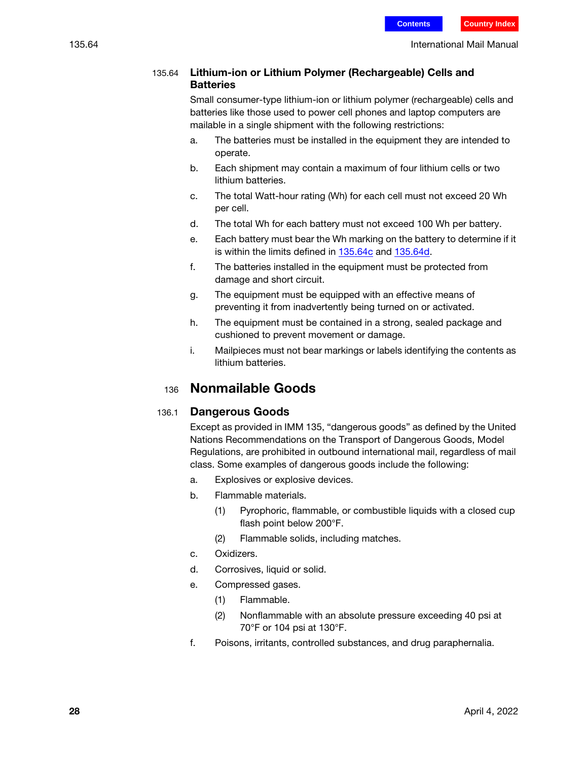### 135.64 Lithium-ion or Lithium Polymer (Rechargeable) Cells and Batteries

Small consumer-type lithium-ion or lithium polymer (rechargeable) cells and batteries like those used to power cell phones and laptop computers are mailable in a single shipment with the following restrictions:

a. The batteries must be installed in the equipment they are intended to operate.

b. Each shipment may contain a maximum of four lithium cells or two lithium batteries.

c. The total Watt-hour rating (Wh) for each cell must not exceed 20 Wh per cell.

d. The total Wh for each battery must not exceed 100 Wh per battery.

e. Each battery must bear the Wh marking on the battery to determine if it is within the limits defined in 135.64c and 135.64d.

f. The batteries installed in the equipment must be protected from damage and short circuit.

g. The equipment must be equipped with an effective means of preventing it from inadvertently being turned on or activated.

h. The equipment must be contained in a strong, sealed package and cushioned to prevent movement or damage.

i. Mailpieces must not bear markings or labels identifying the contents as lithium batteries.

## 136 Nonmailable Goods

### 136.1 Dangerous Goods

Except as provided in IMM 135, "dangerous goods" as defined by the United Nations Recommendations on the Transport of Dangerous Goods, Model Regulations, are prohibited in outbound international mail, regardless of mail class. Some examples of dangerous goods include the following:

a. Explosives or explosive devices.

b. Flammable materials.

  (1) Pyrophoric, flammable, or combustible liquids with a closed cup flash point below 200°F.

  (2) Flammable solids, including matches.

c. Oxidizers.

d. Corrosives, liquid or solid.

e. Compressed gases.

  (1) Flammable.

  (2) Nonflammable with an absolute pressure exceeding 40 psi at 70°F or 104 psi at 130°F.

f. Poisons, irritants, controlled substances, and drug paraphernalia.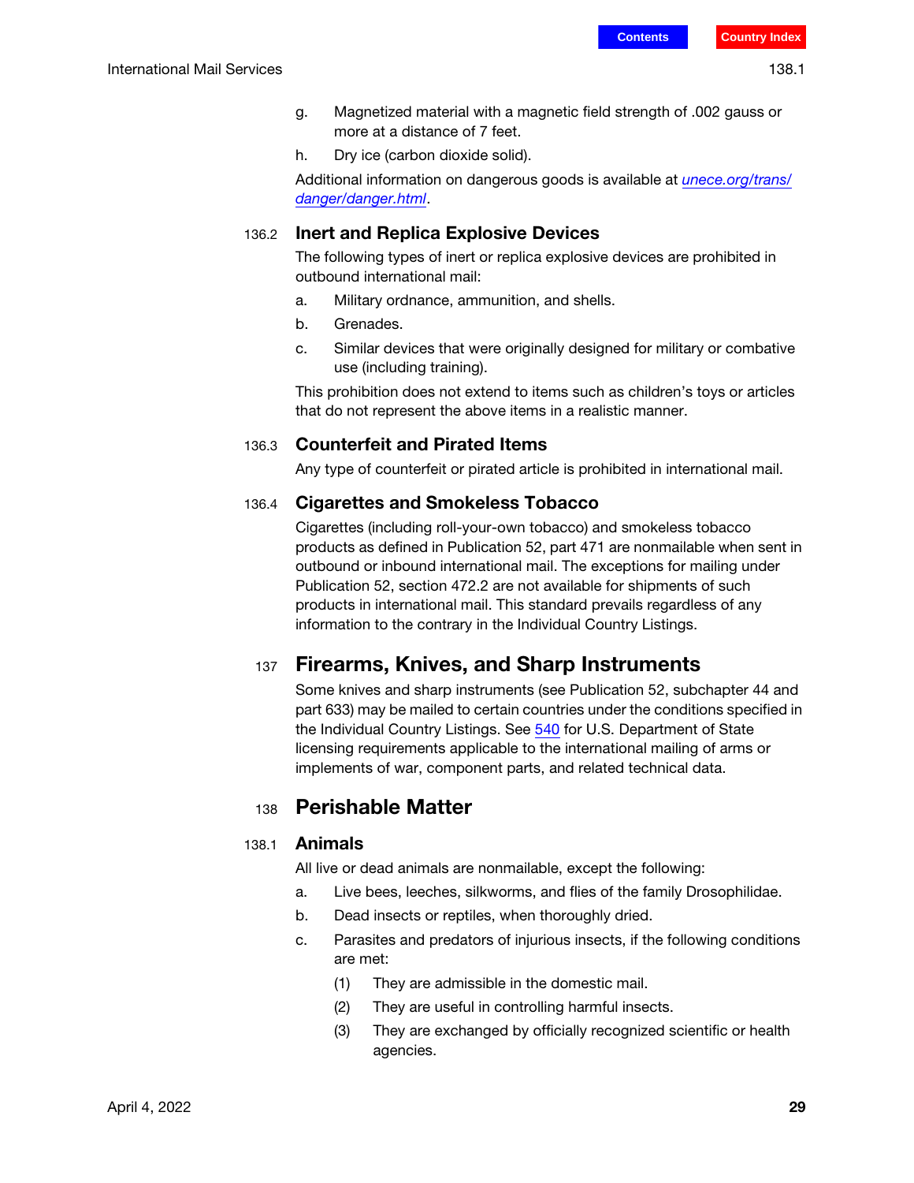g. Magnetized material with a magnetic field strength of .002 gauss or more at a distance of 7 feet.

h. Dry ice (carbon dioxide solid).

Additional information on dangerous goods is available at *unece.org/trans/danger/danger.html*.

### 136.2 Inert and Replica Explosive Devices

The following types of inert or replica explosive devices are prohibited in outbound international mail:

a. Military ordnance, ammunition, and shells.

b. Grenades.

c. Similar devices that were originally designed for military or combative use (including training).

This prohibition does not extend to items such as children's toys or articles that do not represent the above items in a realistic manner.

### 136.3 Counterfeit and Pirated Items

Any type of counterfeit or pirated article is prohibited in international mail.

### 136.4 Cigarettes and Smokeless Tobacco

Cigarettes (including roll-your-own tobacco) and smokeless tobacco products as defined in Publication 52, part 471 are nonmailable when sent in outbound or inbound international mail. The exceptions for mailing under Publication 52, section 472.2 are not available for shipments of such products in international mail. This standard prevails regardless of any information to the contrary in the Individual Country Listings.

## 137 Firearms, Knives, and Sharp Instruments

Some knives and sharp instruments (see Publication 52, subchapter 44 and part 633) may be mailed to certain countries under the conditions specified in the Individual Country Listings. See 540 for U.S. Department of State licensing requirements applicable to the international mailing of arms or implements of war, component parts, and related technical data.

## 138 Perishable Matter

### 138.1 Animals

All live or dead animals are nonmailable, except the following:

a. Live bees, leeches, silkworms, and flies of the family Drosophilidae.

b. Dead insects or reptiles, when thoroughly dried.

c. Parasites and predators of injurious insects, if the following conditions are met:

   (1) They are admissible in the domestic mail.

   (2) They are useful in controlling harmful insects.

   (3) They are exchanged by officially recognized scientific or health agencies.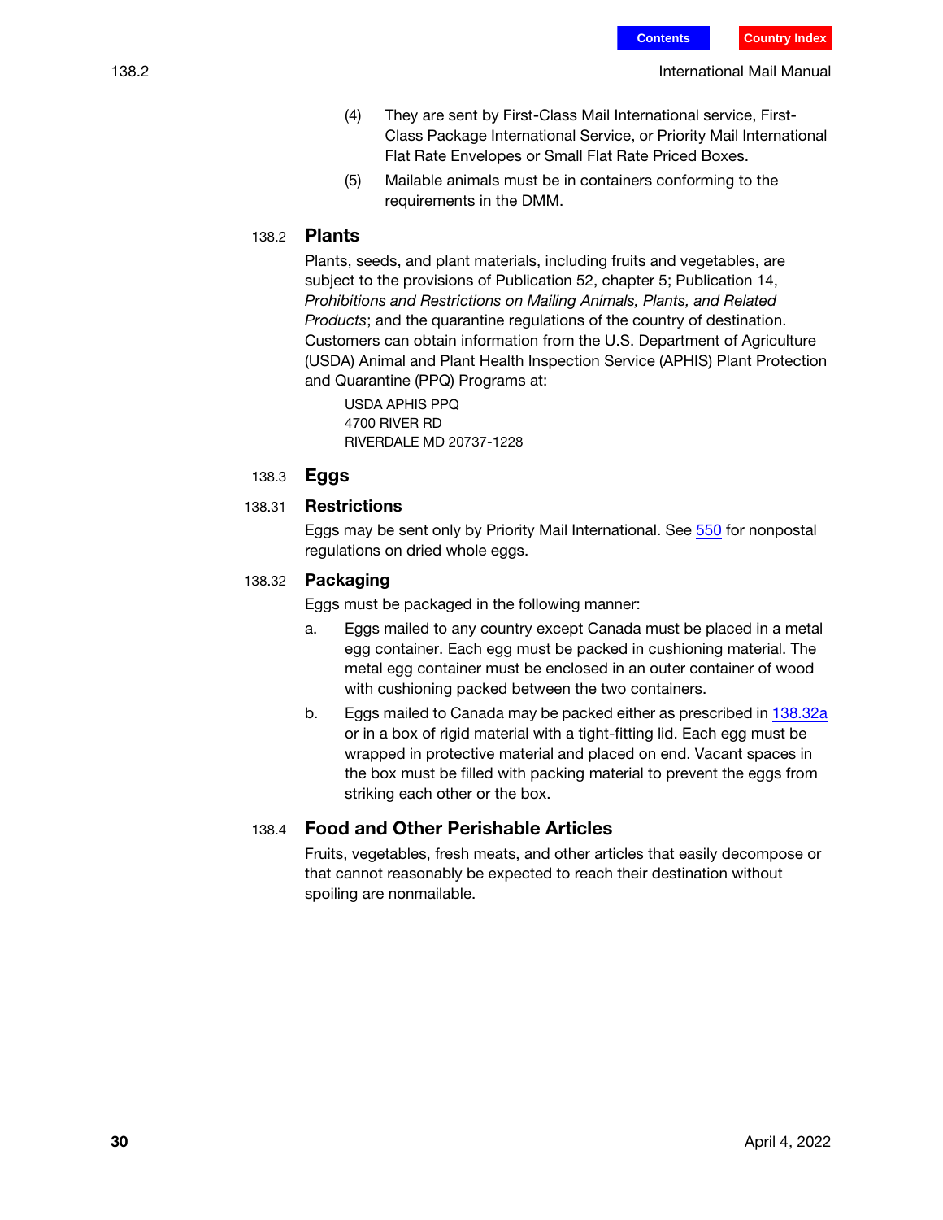(4) They are sent by First-Class Mail International service, First-Class Package International Service, or Priority Mail International Flat Rate Envelopes or Small Flat Rate Priced Boxes.

(5) Mailable animals must be in containers conforming to the requirements in the DMM.

### 138.2 Plants

Plants, seeds, and plant materials, including fruits and vegetables, are subject to the provisions of Publication 52, chapter 5; Publication 14, *Prohibitions and Restrictions on Mailing Animals, Plants, and Related Products*; and the quarantine regulations of the country of destination. Customers can obtain information from the U.S. Department of Agriculture (USDA) Animal and Plant Health Inspection Service (APHIS) Plant Protection and Quarantine (PPQ) Programs at:

USDA APHIS PPQ
4700 RIVER RD
RIVERDALE MD 20737-1228

### 138.3 Eggs

#### 138.31 Restrictions

Eggs may be sent only by Priority Mail International. See 550 for nonpostal regulations on dried whole eggs.

#### 138.32 Packaging

Eggs must be packaged in the following manner:

a. Eggs mailed to any country except Canada must be placed in a metal egg container. Each egg must be packed in cushioning material. The metal egg container must be enclosed in an outer container of wood with cushioning packed between the two containers.

b. Eggs mailed to Canada may be packed either as prescribed in 138.32a or in a box of rigid material with a tight-fitting lid. Each egg must be wrapped in protective material and placed on end. Vacant spaces in the box must be filled with packing material to prevent the eggs from striking each other or the box.

### 138.4 Food and Other Perishable Articles

Fruits, vegetables, fresh meats, and other articles that easily decompose or that cannot reasonably be expected to reach their destination without spoiling are nonmailable.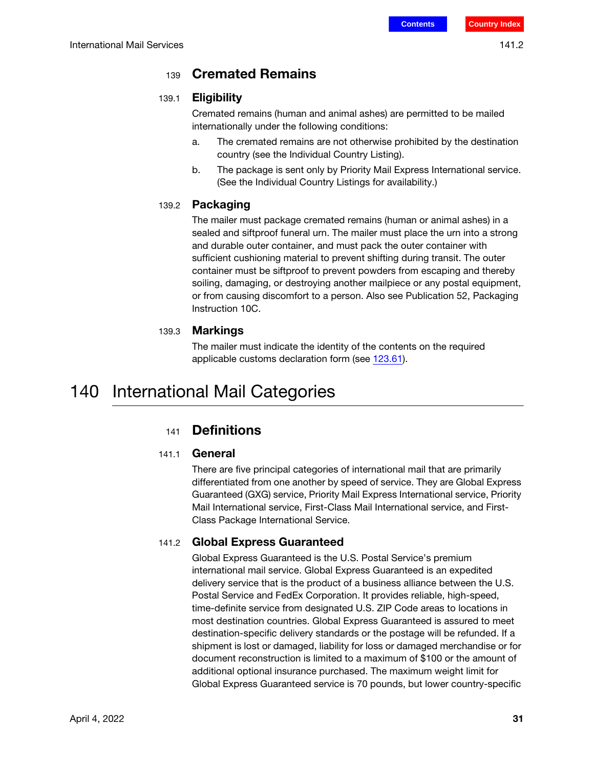### 139 Cremated Remains

#### 139.1 Eligibility

Cremated remains (human and animal ashes) are permitted to be mailed internationally under the following conditions:

a. The cremated remains are not otherwise prohibited by the destination country (see the Individual Country Listing).

b. The package is sent only by Priority Mail Express International service. (See the Individual Country Listings for availability.)

#### 139.2 Packaging

The mailer must package cremated remains (human or animal ashes) in a sealed and siftproof funeral urn. The mailer must place the urn into a strong and durable outer container, and must pack the outer container with sufficient cushioning material to prevent shifting during transit. The outer container must be siftproof to prevent powders from escaping and thereby soiling, damaging, or destroying another mailpiece or any postal equipment, or from causing discomfort to a person. Also see Publication 52, Packaging Instruction 10C.

#### 139.3 Markings

The mailer must indicate the identity of the contents on the required applicable customs declaration form (see 123.61).

## 140 International Mail Categories

### 141 Definitions

#### 141.1 General

There are five principal categories of international mail that are primarily differentiated from one another by speed of service. They are Global Express Guaranteed (GXG) service, Priority Mail Express International service, Priority Mail International service, First-Class Mail International service, and First-Class Package International Service.

#### 141.2 Global Express Guaranteed

Global Express Guaranteed is the U.S. Postal Service's premium international mail service. Global Express Guaranteed is an expedited delivery service that is the product of a business alliance between the U.S. Postal Service and FedEx Corporation. It provides reliable, high-speed, time-definite service from designated U.S. ZIP Code areas to locations in most destination countries. Global Express Guaranteed is assured to meet destination-specific delivery standards or the postage will be refunded. If a shipment is lost or damaged, liability for loss or damaged merchandise or for document reconstruction is limited to a maximum of $100 or the amount of additional optional insurance purchased. The maximum weight limit for Global Express Guaranteed service is 70 pounds, but lower country-specific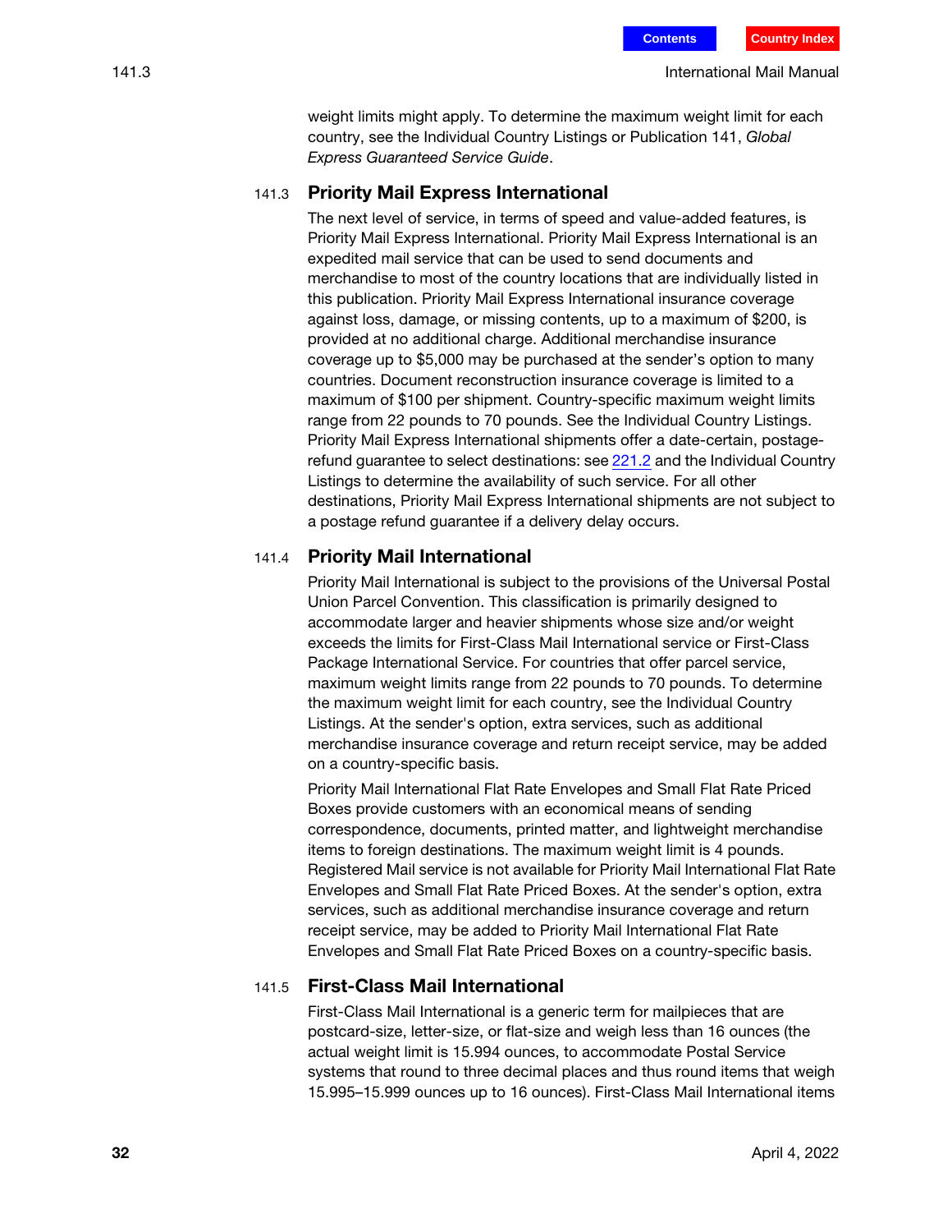weight limits might apply. To determine the maximum weight limit for each country, see the Individual Country Listings or Publication 141, *Global Express Guaranteed Service Guide*.

### 141.3 Priority Mail Express International

The next level of service, in terms of speed and value-added features, is Priority Mail Express International. Priority Mail Express International is an expedited mail service that can be used to send documents and merchandise to most of the country locations that are individually listed in this publication. Priority Mail Express International insurance coverage against loss, damage, or missing contents, up to a maximum of $200, is provided at no additional charge. Additional merchandise insurance coverage up to $5,000 may be purchased at the sender's option to many countries. Document reconstruction insurance coverage is limited to a maximum of $100 per shipment. Country-specific maximum weight limits range from 22 pounds to 70 pounds. See the Individual Country Listings. Priority Mail Express International shipments offer a date-certain, postage-refund guarantee to select destinations: see 221.2 and the Individual Country Listings to determine the availability of such service. For all other destinations, Priority Mail Express International shipments are not subject to a postage refund guarantee if a delivery delay occurs.

### 141.4 Priority Mail International

Priority Mail International is subject to the provisions of the Universal Postal Union Parcel Convention. This classification is primarily designed to accommodate larger and heavier shipments whose size and/or weight exceeds the limits for First-Class Mail International service or First-Class Package International Service. For countries that offer parcel service, maximum weight limits range from 22 pounds to 70 pounds. To determine the maximum weight limit for each country, see the Individual Country Listings. At the sender's option, extra services, such as additional merchandise insurance coverage and return receipt service, may be added on a country-specific basis.

Priority Mail International Flat Rate Envelopes and Small Flat Rate Priced Boxes provide customers with an economical means of sending correspondence, documents, printed matter, and lightweight merchandise items to foreign destinations. The maximum weight limit is 4 pounds. Registered Mail service is not available for Priority Mail International Flat Rate Envelopes and Small Flat Rate Priced Boxes. At the sender's option, extra services, such as additional merchandise insurance coverage and return receipt service, may be added to Priority Mail International Flat Rate Envelopes and Small Flat Rate Priced Boxes on a country-specific basis.

### 141.5 First-Class Mail International

First-Class Mail International is a generic term for mailpieces that are postcard-size, letter-size, or flat-size and weigh less than 16 ounces (the actual weight limit is 15.994 ounces, to accommodate Postal Service systems that round to three decimal places and thus round items that weigh 15.995–15.999 ounces up to 16 ounces). First-Class Mail International items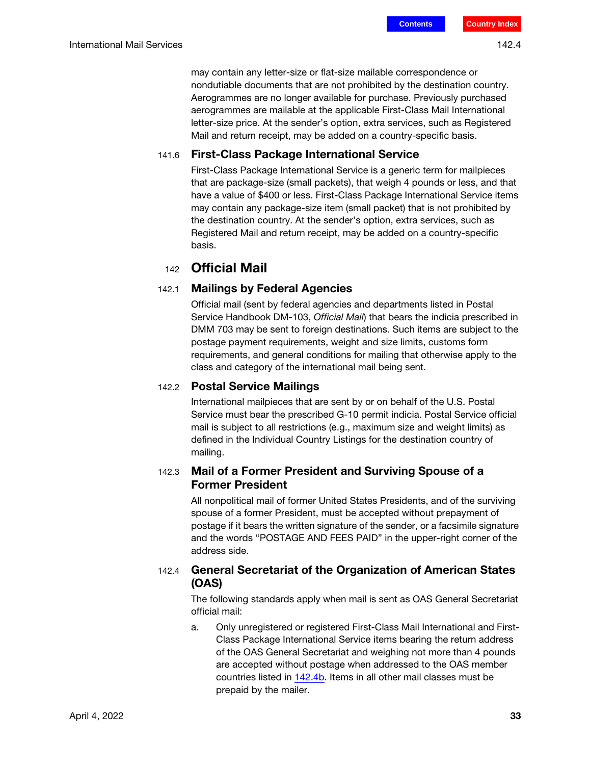may contain any letter-size or flat-size mailable correspondence or nondutiable documents that are not prohibited by the destination country. Aerogrammes are no longer available for purchase. Previously purchased aerogrammes are mailable at the applicable First-Class Mail International letter-size price. At the sender's option, extra services, such as Registered Mail and return receipt, may be added on a country-specific basis.

### 141.6 First-Class Package International Service

First-Class Package International Service is a generic term for mailpieces that are package-size (small packets), that weigh 4 pounds or less, and that have a value of $400 or less. First-Class Package International Service items may contain any package-size item (small packet) that is not prohibited by the destination country. At the sender's option, extra services, such as Registered Mail and return receipt, may be added on a country-specific basis.

## 142 Official Mail

### 142.1 Mailings by Federal Agencies

Official mail (sent by federal agencies and departments listed in Postal Service Handbook DM-103, *Official Mail*) that bears the indicia prescribed in DMM 703 may be sent to foreign destinations. Such items are subject to the postage payment requirements, weight and size limits, customs form requirements, and general conditions for mailing that otherwise apply to the class and category of the international mail being sent.

### 142.2 Postal Service Mailings

International mailpieces that are sent by or on behalf of the U.S. Postal Service must bear the prescribed G-10 permit indicia. Postal Service official mail is subject to all restrictions (e.g., maximum size and weight limits) as defined in the Individual Country Listings for the destination country of mailing.

### 142.3 Mail of a Former President and Surviving Spouse of a Former President

All nonpolitical mail of former United States Presidents, and of the surviving spouse of a former President, must be accepted without prepayment of postage if it bears the written signature of the sender, or a facsimile signature and the words "POSTAGE AND FEES PAID" in the upper-right corner of the address side.

### 142.4 General Secretariat of the Organization of American States (OAS)

The following standards apply when mail is sent as OAS General Secretariat official mail:

a. Only unregistered or registered First-Class Mail International and First-Class Package International Service items bearing the return address of the OAS General Secretariat and weighing not more than 4 pounds are accepted without postage when addressed to the OAS member countries listed in 142.4b. Items in all other mail classes must be prepaid by the mailer.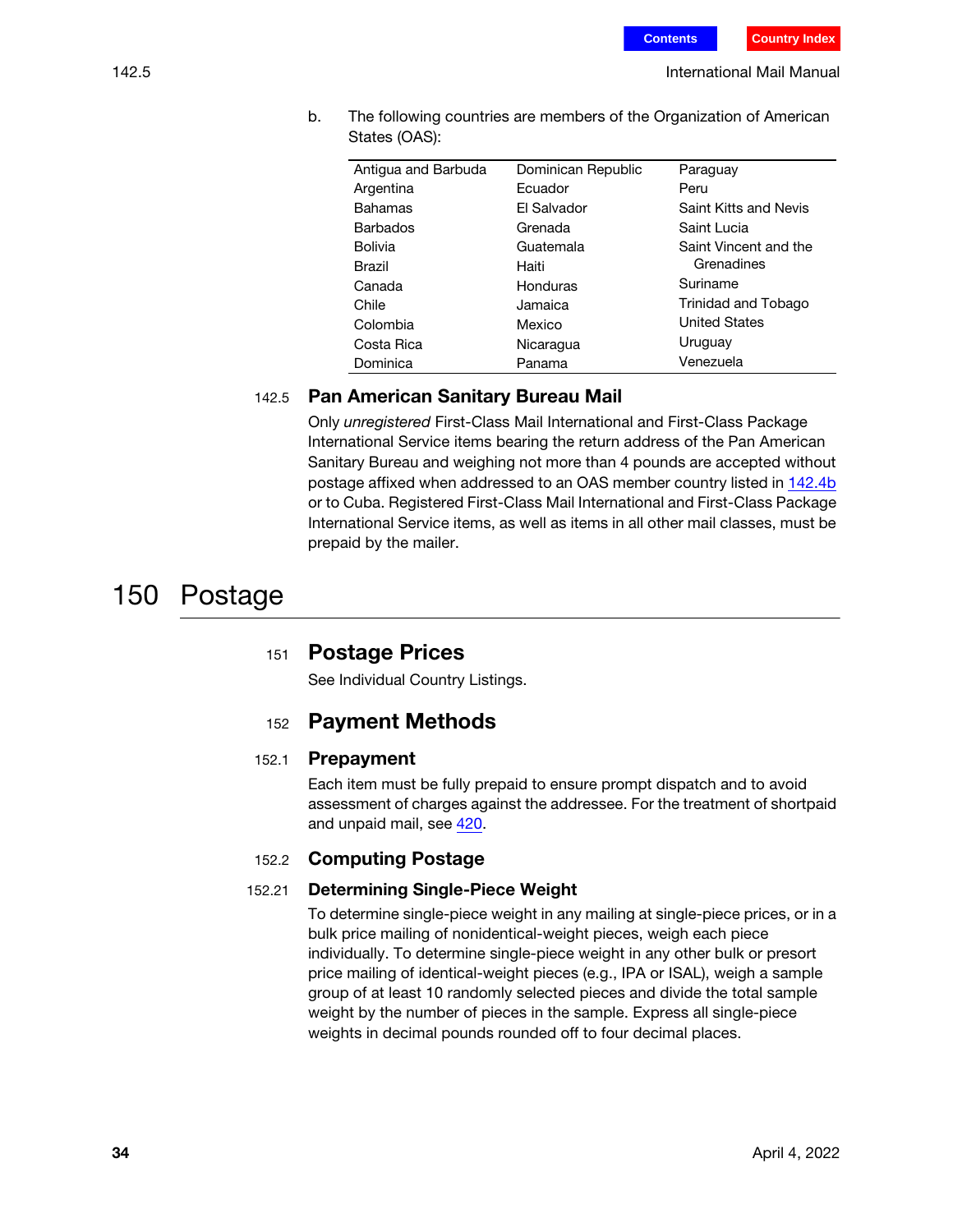b. The following countries are members of the Organization of American States (OAS):

| | | |
|---|---|---|
| Antigua and Barbuda | Dominican Republic | Paraguay |
| Argentina | Ecuador | Peru |
| Bahamas | El Salvador | Saint Kitts and Nevis |
| Barbados | Grenada | Saint Lucia |
| Bolivia | Guatemala | Saint Vincent and the Grenadines |
| Brazil | Haiti | Suriname |
| Canada | Honduras | Trinidad and Tobago |
| Chile | Jamaica | United States |
| Colombia | Mexico | Uruguay |
| Costa Rica | Nicaragua | Venezuela |
| Dominica | Panama | |

### 142.5 Pan American Sanitary Bureau Mail

Only *unregistered* First-Class Mail International and First-Class Package International Service items bearing the return address of the Pan American Sanitary Bureau and weighing not more than 4 pounds are accepted without postage affixed when addressed to an OAS member country listed in 142.4b or to Cuba. Registered First-Class Mail International and First-Class Package International Service items, as well as items in all other mail classes, must be prepaid by the mailer.

# 150 Postage

## 151 Postage Prices

See Individual Country Listings.

## 152 Payment Methods

### 152.1 Prepayment

Each item must be fully prepaid to ensure prompt dispatch and to avoid assessment of charges against the addressee. For the treatment of shortpaid and unpaid mail, see 420.

### 152.2 Computing Postage

#### 152.21 Determining Single-Piece Weight

To determine single-piece weight in any mailing at single-piece prices, or in a bulk price mailing of nonidentical-weight pieces, weigh each piece individually. To determine single-piece weight in any other bulk or presort price mailing of identical-weight pieces (e.g., IPA or ISAL), weigh a sample group of at least 10 randomly selected pieces and divide the total sample weight by the number of pieces in the sample. Express all single-piece weights in decimal pounds rounded off to four decimal places.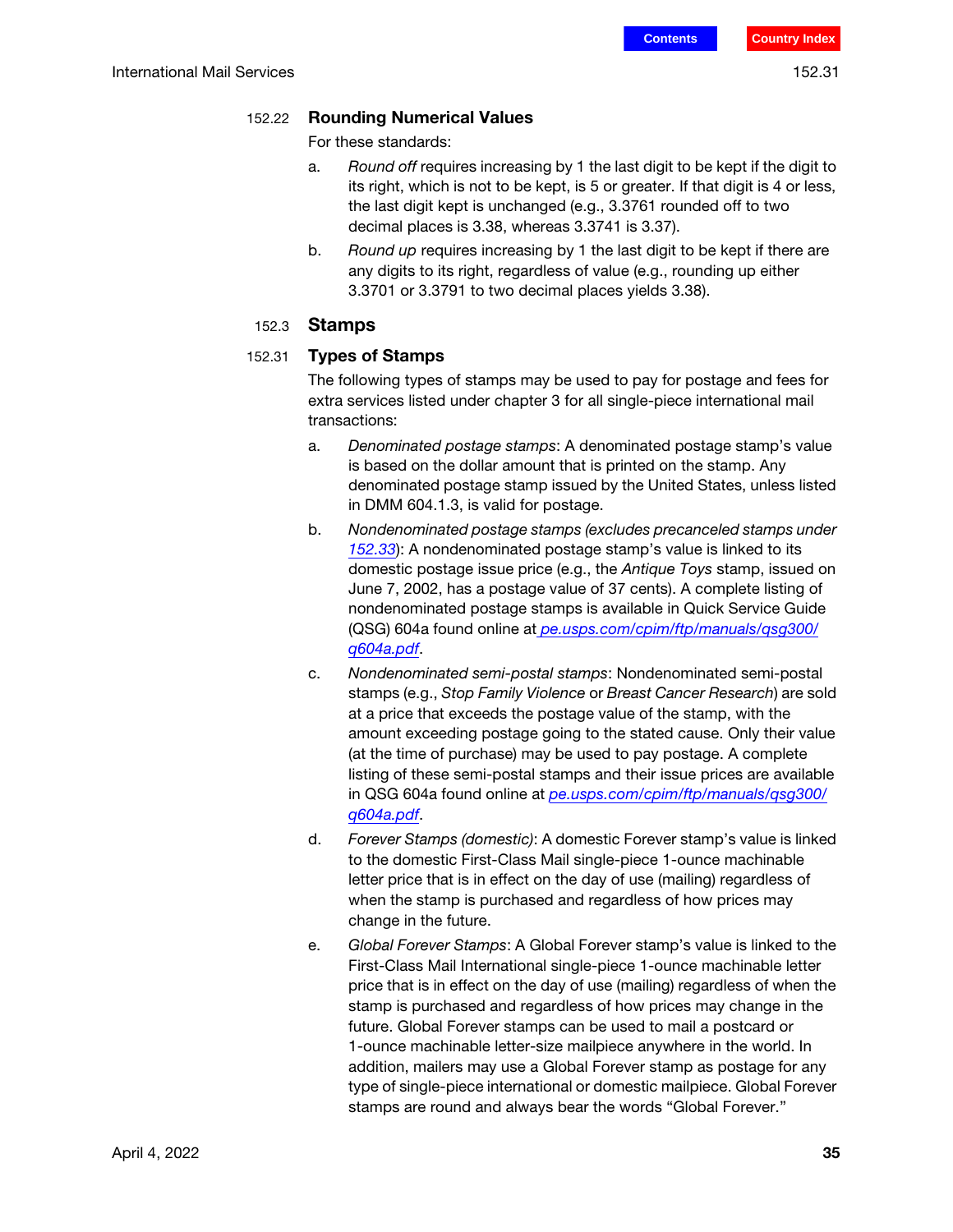#### 152.22 Rounding Numerical Values

For these standards:

a. *Round off* requires increasing by 1 the last digit to be kept if the digit to its right, which is not to be kept, is 5 or greater. If that digit is 4 or less, the last digit kept is unchanged (e.g., 3.3761 rounded off to two decimal places is 3.38, whereas 3.3741 is 3.37).

b. *Round up* requires increasing by 1 the last digit to be kept if there are any digits to its right, regardless of value (e.g., rounding up either 3.3701 or 3.3791 to two decimal places yields 3.38).

### 152.3 Stamps

#### 152.31 Types of Stamps

The following types of stamps may be used to pay for postage and fees for extra services listed under chapter 3 for all single-piece international mail transactions:

a. *Denominated postage stamps*: A denominated postage stamp's value is based on the dollar amount that is printed on the stamp. Any denominated postage stamp issued by the United States, unless listed in DMM 604.1.3, is valid for postage.

b. *Nondenominated postage stamps (excludes precanceled stamps under 152.33)*: A nondenominated postage stamp's value is linked to its domestic postage issue price (e.g., the *Antique Toys* stamp, issued on June 7, 2002, has a postage value of 37 cents). A complete listing of nondenominated postage stamps is available in Quick Service Guide (QSG) 604a found online at pe.usps.com/cpim/ftp/manuals/qsg300/q604a.pdf.

c. *Nondenominated semi-postal stamps*: Nondenominated semi-postal stamps (e.g., *Stop Family Violence* or *Breast Cancer Research*) are sold at a price that exceeds the postage value of the stamp, with the amount exceeding postage going to the stated cause. Only their value (at the time of purchase) may be used to pay postage. A complete listing of these semi-postal stamps and their issue prices are available in QSG 604a found online at pe.usps.com/cpim/ftp/manuals/qsg300/q604a.pdf.

d. *Forever Stamps (domestic)*: A domestic Forever stamp's value is linked to the domestic First-Class Mail single-piece 1-ounce machinable letter price that is in effect on the day of use (mailing) regardless of when the stamp is purchased and regardless of how prices may change in the future.

e. *Global Forever Stamps*: A Global Forever stamp's value is linked to the First-Class Mail International single-piece 1-ounce machinable letter price that is in effect on the day of use (mailing) regardless of when the stamp is purchased and regardless of how prices may change in the future. Global Forever stamps can be used to mail a postcard or 1-ounce machinable letter-size mailpiece anywhere in the world. In addition, mailers may use a Global Forever stamp as postage for any type of single-piece international or domestic mailpiece. Global Forever stamps are round and always bear the words "Global Forever."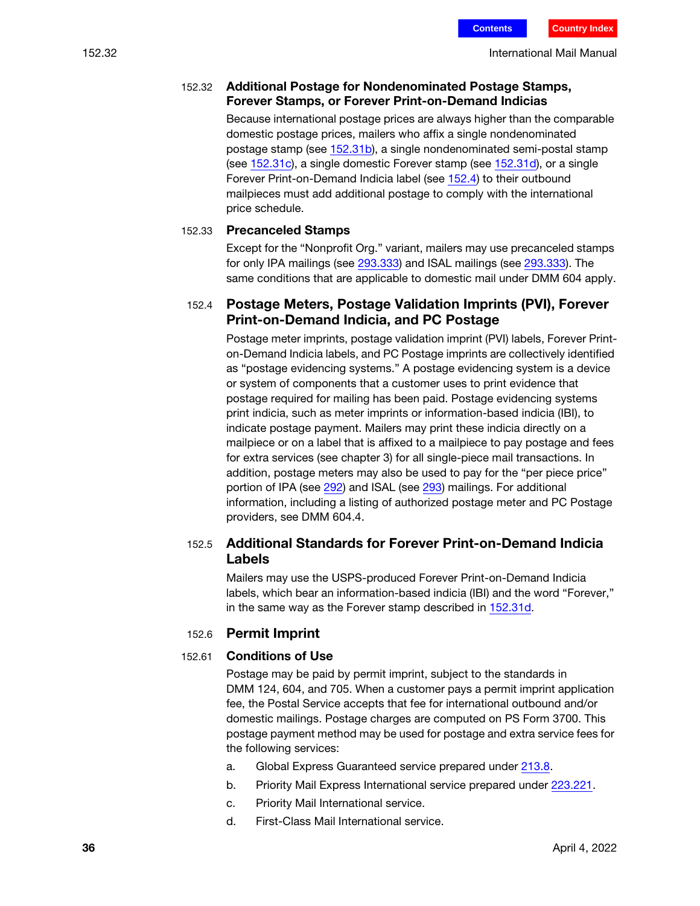### 152.32 Additional Postage for Nondenominated Postage Stamps, Forever Stamps, or Forever Print-on-Demand Indicias

Because international postage prices are always higher than the comparable domestic postage prices, mailers who affix a single nondenominated postage stamp (see 152.31b), a single nondenominated semi-postal stamp (see 152.31c), a single domestic Forever stamp (see 152.31d), or a single Forever Print-on-Demand Indicia label (see 152.4) to their outbound mailpieces must add additional postage to comply with the international price schedule.

### 152.33 Precanceled Stamps

Except for the "Nonprofit Org." variant, mailers may use precanceled stamps for only IPA mailings (see 293.333) and ISAL mailings (see 293.333). The same conditions that are applicable to domestic mail under DMM 604 apply.

## 152.4 Postage Meters, Postage Validation Imprints (PVI), Forever Print-on-Demand Indicia, and PC Postage

Postage meter imprints, postage validation imprint (PVI) labels, Forever Print-on-Demand Indicia labels, and PC Postage imprints are collectively identified as "postage evidencing systems." A postage evidencing system is a device or system of components that a customer uses to print evidence that postage required for mailing has been paid. Postage evidencing systems print indicia, such as meter imprints or information-based indicia (IBI), to indicate postage payment. Mailers may print these indicia directly on a mailpiece or on a label that is affixed to a mailpiece to pay postage and fees for extra services (see chapter 3) for all single-piece mail transactions. In addition, postage meters may also be used to pay for the "per piece price" portion of IPA (see 292) and ISAL (see 293) mailings. For additional information, including a listing of authorized postage meter and PC Postage providers, see DMM 604.4.

## 152.5 Additional Standards for Forever Print-on-Demand Indicia Labels

Mailers may use the USPS-produced Forever Print-on-Demand Indicia labels, which bear an information-based indicia (IBI) and the word "Forever," in the same way as the Forever stamp described in 152.31d.

## 152.6 Permit Imprint

### 152.61 Conditions of Use

Postage may be paid by permit imprint, subject to the standards in DMM 124, 604, and 705. When a customer pays a permit imprint application fee, the Postal Service accepts that fee for international outbound and/or domestic mailings. Postage charges are computed on PS Form 3700. This postage payment method may be used for postage and extra service fees for the following services:

a. Global Express Guaranteed service prepared under 213.8.

b. Priority Mail Express International service prepared under 223.221.

c. Priority Mail International service.

d. First-Class Mail International service.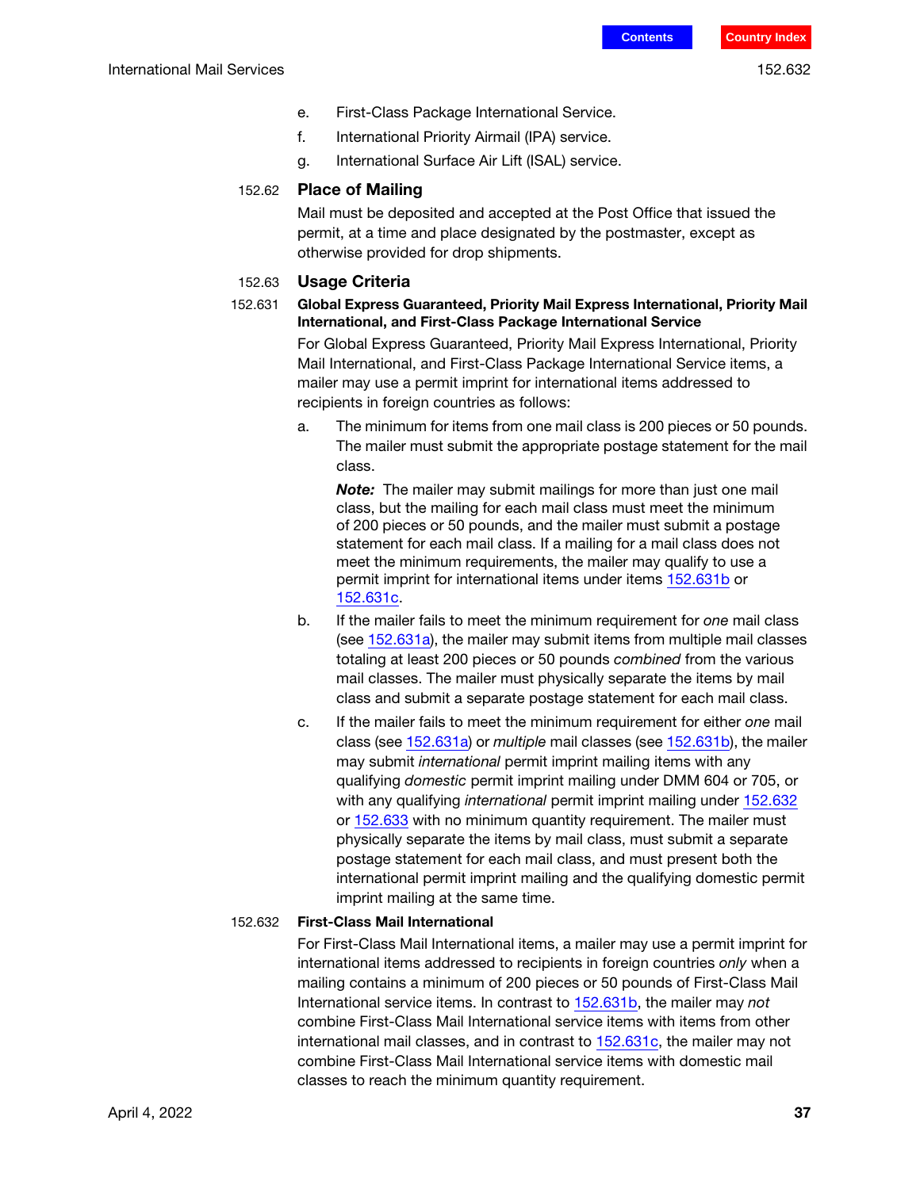e. First-Class Package International Service.

f. International Priority Airmail (IPA) service.

g. International Surface Air Lift (ISAL) service.

### 152.62 Place of Mailing

Mail must be deposited and accepted at the Post Office that issued the permit, at a time and place designated by the postmaster, except as otherwise provided for drop shipments.

### 152.63 Usage Criteria

#### 152.631 Global Express Guaranteed, Priority Mail Express International, Priority Mail International, and First-Class Package International Service

For Global Express Guaranteed, Priority Mail Express International, Priority Mail International, and First-Class Package International Service items, a mailer may use a permit imprint for international items addressed to recipients in foreign countries as follows:

a. The minimum for items from one mail class is 200 pieces or 50 pounds. The mailer must submit the appropriate postage statement for the mail class.

   ***Note:*** The mailer may submit mailings for more than just one mail class, but the mailing for each mail class must meet the minimum of 200 pieces or 50 pounds, and the mailer must submit a postage statement for each mail class. If a mailing for a mail class does not meet the minimum requirements, the mailer may qualify to use a permit imprint for international items under items 152.631b or 152.631c.

b. If the mailer fails to meet the minimum requirement for *one* mail class (see 152.631a), the mailer may submit items from multiple mail classes totaling at least 200 pieces or 50 pounds *combined* from the various mail classes. The mailer must physically separate the items by mail class and submit a separate postage statement for each mail class.

c. If the mailer fails to meet the minimum requirement for either *one* mail class (see 152.631a) or *multiple* mail classes (see 152.631b), the mailer may submit *international* permit imprint mailing items with any qualifying *domestic* permit imprint mailing under DMM 604 or 705, or with any qualifying *international* permit imprint mailing under 152.632 or 152.633 with no minimum quantity requirement. The mailer must physically separate the items by mail class, must submit a separate postage statement for each mail class, and must present both the international permit imprint mailing and the qualifying domestic permit imprint mailing at the same time.

#### 152.632 First-Class Mail International

For First-Class Mail International items, a mailer may use a permit imprint for international items addressed to recipients in foreign countries *only* when a mailing contains a minimum of 200 pieces or 50 pounds of First-Class Mail International service items. In contrast to 152.631b, the mailer may *not* combine First-Class Mail International service items with items from other international mail classes, and in contrast to 152.631c, the mailer may not combine First-Class Mail International service items with domestic mail classes to reach the minimum quantity requirement.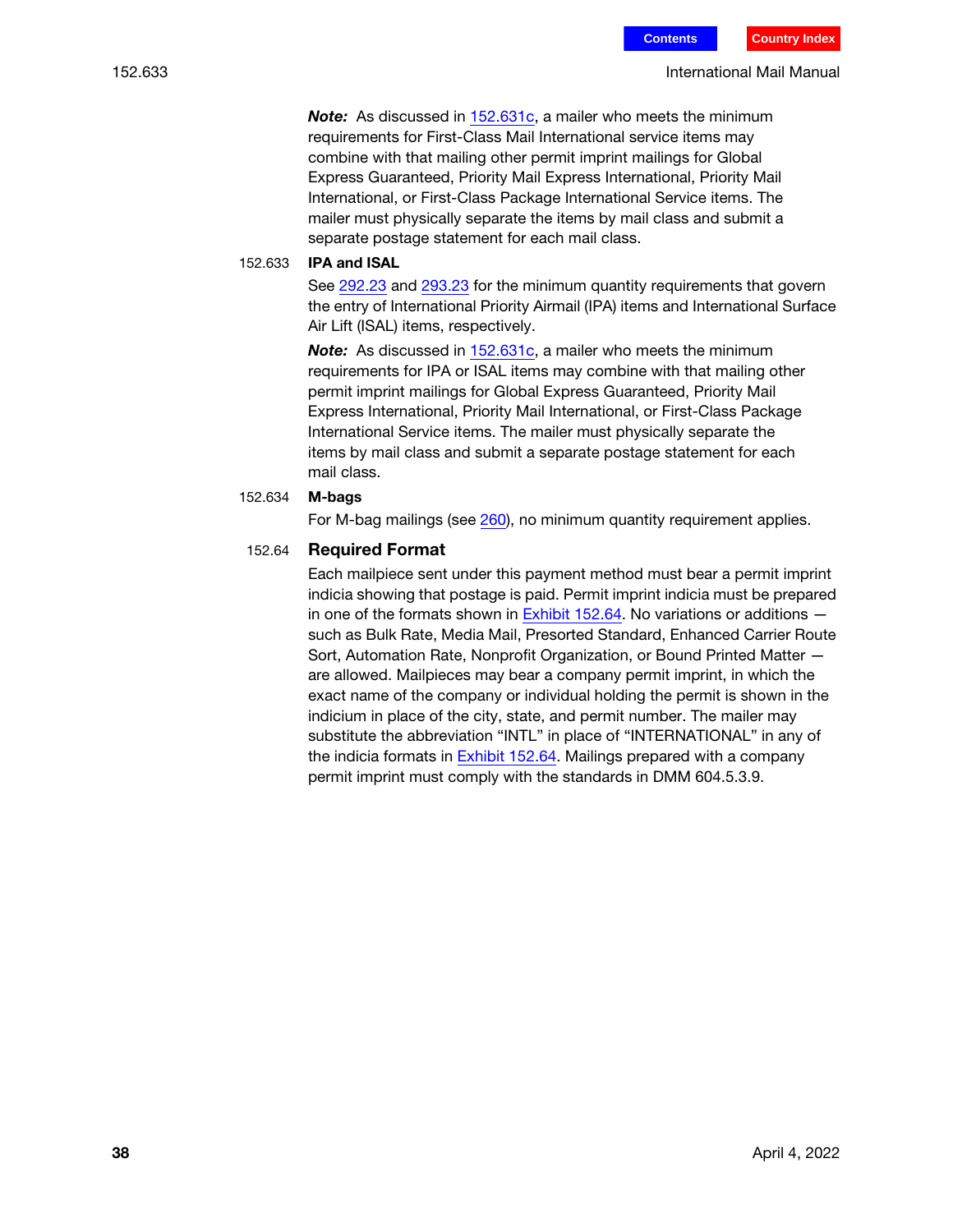***Note:*** As discussed in 152.631c, a mailer who meets the minimum requirements for First-Class Mail International service items may combine with that mailing other permit imprint mailings for Global Express Guaranteed, Priority Mail Express International, Priority Mail International, or First-Class Package International Service items. The mailer must physically separate the items by mail class and submit a separate postage statement for each mail class.

#### 152.633 IPA and ISAL

See 292.23 and 293.23 for the minimum quantity requirements that govern the entry of International Priority Airmail (IPA) items and International Surface Air Lift (ISAL) items, respectively.

***Note:*** As discussed in 152.631c, a mailer who meets the minimum requirements for IPA or ISAL items may combine with that mailing other permit imprint mailings for Global Express Guaranteed, Priority Mail Express International, Priority Mail International, or First-Class Package International Service items. The mailer must physically separate the items by mail class and submit a separate postage statement for each mail class.

#### 152.634 M-bags

For M-bag mailings (see 260), no minimum quantity requirement applies.

### 152.64 Required Format

Each mailpiece sent under this payment method must bear a permit imprint indicia showing that postage is paid. Permit imprint indicia must be prepared in one of the formats shown in Exhibit 152.64. No variations or additions — such as Bulk Rate, Media Mail, Presorted Standard, Enhanced Carrier Route Sort, Automation Rate, Nonprofit Organization, or Bound Printed Matter — are allowed. Mailpieces may bear a company permit imprint, in which the exact name of the company or individual holding the permit is shown in the indicium in place of the city, state, and permit number. The mailer may substitute the abbreviation “INTL” in place of “INTERNATIONAL” in any of the indicia formats in Exhibit 152.64. Mailings prepared with a company permit imprint must comply with the standards in DMM 604.5.3.9.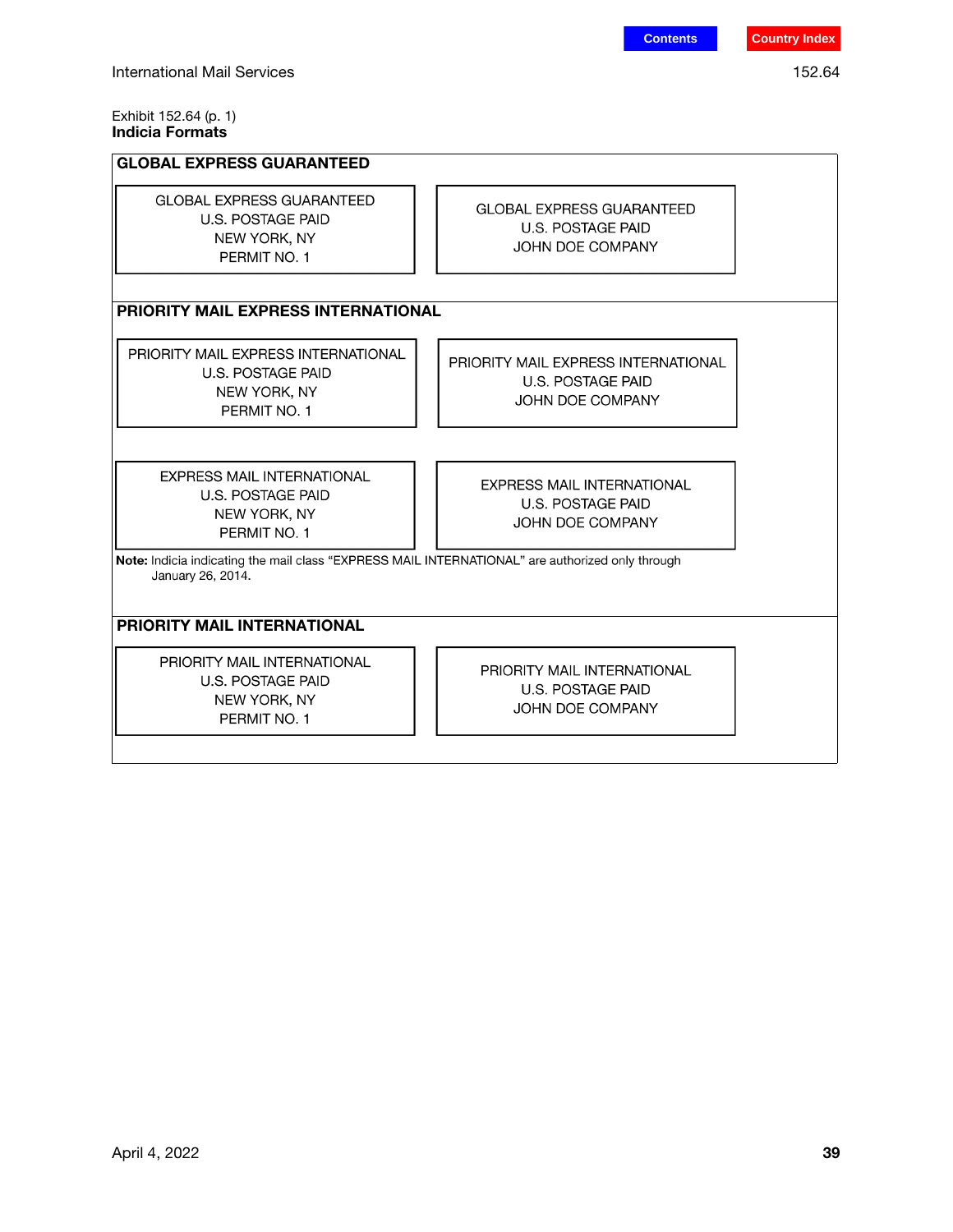Exhibit 152.64 (p. 1)

**Indicia Formats**

## GLOBAL EXPRESS GUARANTEED

| GLOBAL EXPRESS GUARANTEED<br>U.S. POSTAGE PAID<br>NEW YORK, NY<br>PERMIT NO. 1 | GLOBAL EXPRESS GUARANTEED<br>U.S. POSTAGE PAID<br>JOHN DOE COMPANY |
|---|---|

## PRIORITY MAIL EXPRESS INTERNATIONAL

| PRIORITY MAIL EXPRESS INTERNATIONAL<br>U.S. POSTAGE PAID<br>NEW YORK, NY<br>PERMIT NO. 1 | PRIORITY MAIL EXPRESS INTERNATIONAL<br>U.S. POSTAGE PAID<br>JOHN DOE COMPANY |
|---|---|

| EXPRESS MAIL INTERNATIONAL<br>U.S. POSTAGE PAID<br>NEW YORK, NY<br>PERMIT NO. 1 | EXPRESS MAIL INTERNATIONAL<br>U.S. POSTAGE PAID<br>JOHN DOE COMPANY |
|---|---|

**Note:** Indicia indicating the mail class "EXPRESS MAIL INTERNATIONAL" are authorized only through January 26, 2014.

## PRIORITY MAIL INTERNATIONAL

| PRIORITY MAIL INTERNATIONAL<br>U.S. POSTAGE PAID<br>NEW YORK, NY<br>PERMIT NO. 1 | PRIORITY MAIL INTERNATIONAL<br>U.S. POSTAGE PAID<br>JOHN DOE COMPANY |
|---|---|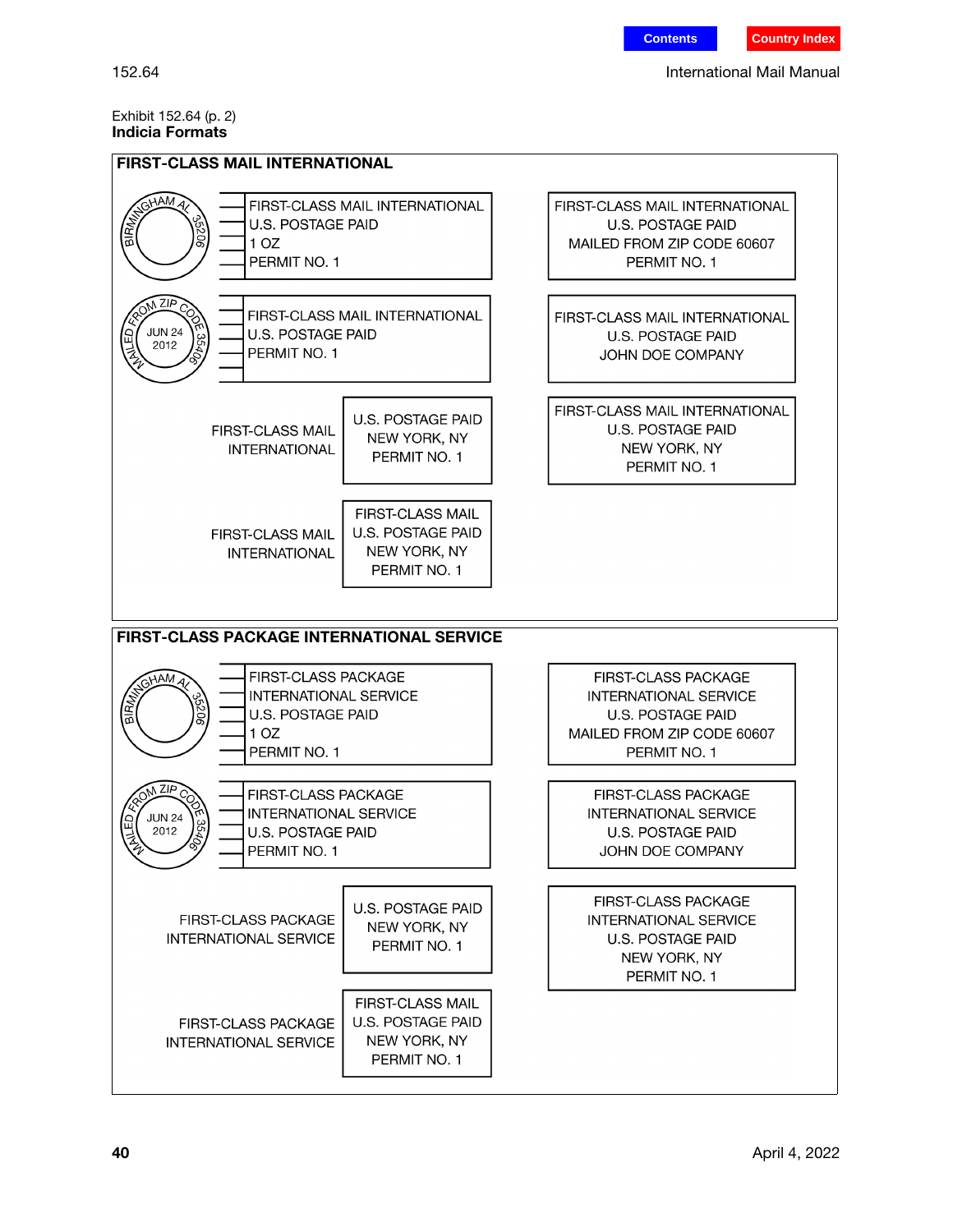Exhibit 152.64 (p. 2)
**Indicia Formats**

## FIRST-CLASS MAIL INTERNATIONAL

BIRMINGHAM AL 35206

FIRST-CLASS MAIL INTERNATIONAL
U.S. POSTAGE PAID
1 OZ
PERMIT NO. 1

FIRST-CLASS MAIL INTERNATIONAL
U.S. POSTAGE PAID
MAILED FROM ZIP CODE 60607
PERMIT NO. 1

MAILED FROM ZIP CODE 35406
JUN 24
2012

FIRST-CLASS MAIL INTERNATIONAL
U.S. POSTAGE PAID
PERMIT NO. 1

FIRST-CLASS MAIL INTERNATIONAL
U.S. POSTAGE PAID
JOHN DOE COMPANY

FIRST-CLASS MAIL
INTERNATIONAL

U.S. POSTAGE PAID
NEW YORK, NY
PERMIT NO. 1

FIRST-CLASS MAIL INTERNATIONAL
U.S. POSTAGE PAID
NEW YORK, NY
PERMIT NO. 1

FIRST-CLASS MAIL
INTERNATIONAL

FIRST-CLASS MAIL
U.S. POSTAGE PAID
NEW YORK, NY
PERMIT NO. 1

## FIRST-CLASS PACKAGE INTERNATIONAL SERVICE

BIRMINGHAM AL 35206

FIRST-CLASS PACKAGE
INTERNATIONAL SERVICE
U.S. POSTAGE PAID
1 OZ
PERMIT NO. 1

FIRST-CLASS PACKAGE
INTERNATIONAL SERVICE
U.S. POSTAGE PAID
MAILED FROM ZIP CODE 60607
PERMIT NO. 1

MAILED FROM ZIP CODE 35406
JUN 24
2012

FIRST-CLASS PACKAGE
INTERNATIONAL SERVICE
U.S. POSTAGE PAID
PERMIT NO. 1

FIRST-CLASS PACKAGE
INTERNATIONAL SERVICE
U.S. POSTAGE PAID
JOHN DOE COMPANY

FIRST-CLASS PACKAGE
INTERNATIONAL SERVICE

U.S. POSTAGE PAID
NEW YORK, NY
PERMIT NO. 1

FIRST-CLASS PACKAGE
INTERNATIONAL SERVICE
U.S. POSTAGE PAID
NEW YORK, NY
PERMIT NO. 1

FIRST-CLASS PACKAGE
INTERNATIONAL SERVICE

FIRST-CLASS MAIL
U.S. POSTAGE PAID
NEW YORK, NY
PERMIT NO. 1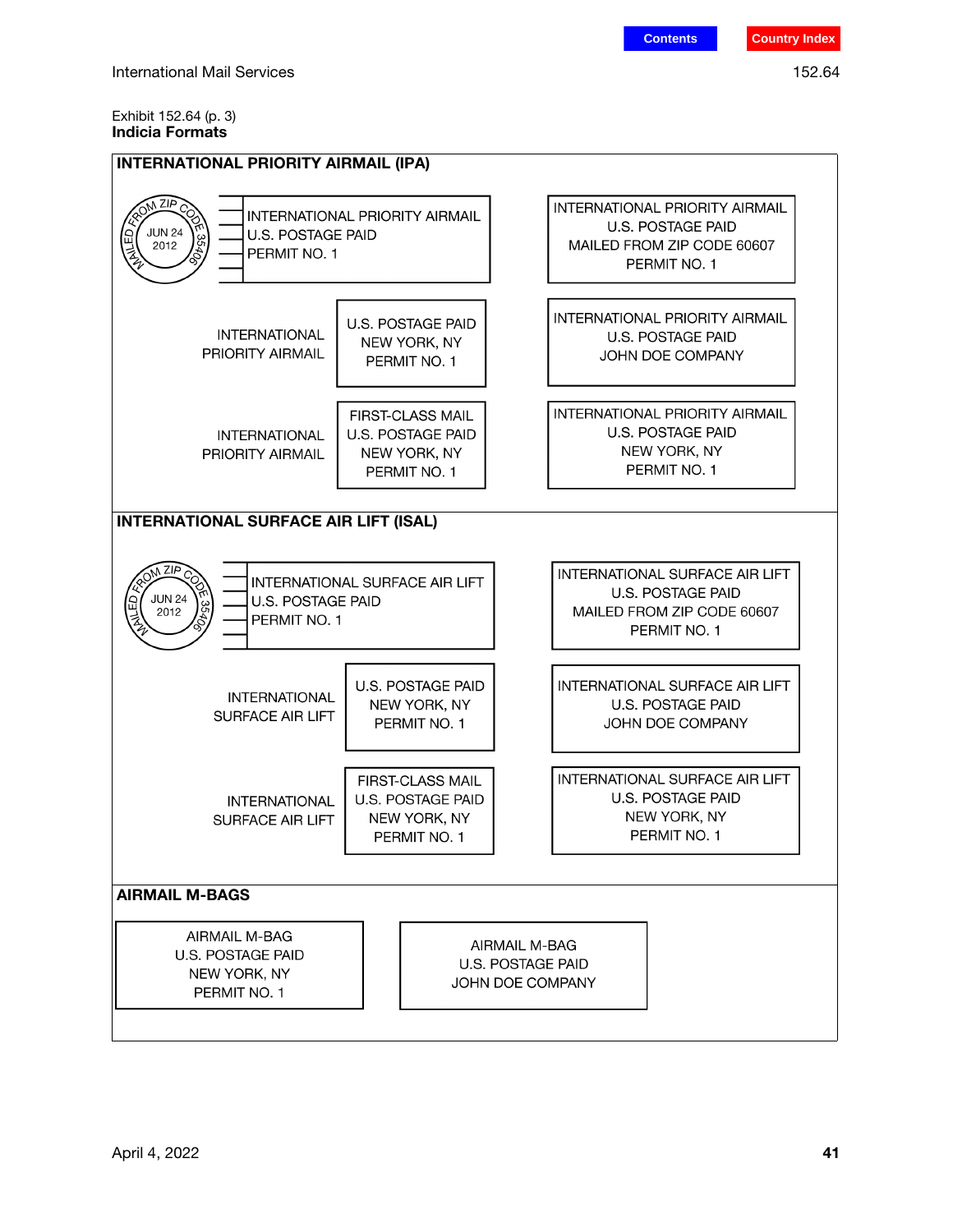Exhibit 152.64 (p. 3)

**Indicia Formats**

## INTERNATIONAL PRIORITY AIRMAIL (IPA)

MAILED FROM ZIP CODE 35406
JUN 24
2012

INTERNATIONAL PRIORITY AIRMAIL
U.S. POSTAGE PAID
PERMIT NO. 1

INTERNATIONAL PRIORITY AIRMAIL
U.S. POSTAGE PAID
MAILED FROM ZIP CODE 60607
PERMIT NO. 1

INTERNATIONAL PRIORITY AIRMAIL

U.S. POSTAGE PAID
NEW YORK, NY
PERMIT NO. 1

INTERNATIONAL PRIORITY AIRMAIL
U.S. POSTAGE PAID
JOHN DOE COMPANY

INTERNATIONAL PRIORITY AIRMAIL

FIRST-CLASS MAIL
U.S. POSTAGE PAID
NEW YORK, NY
PERMIT NO. 1

INTERNATIONAL PRIORITY AIRMAIL
U.S. POSTAGE PAID
NEW YORK, NY
PERMIT NO. 1

## INTERNATIONAL SURFACE AIR LIFT (ISAL)

MAILED FROM ZIP CODE 35406
JUN 24
2012

INTERNATIONAL SURFACE AIR LIFT
U.S. POSTAGE PAID
PERMIT NO. 1

INTERNATIONAL SURFACE AIR LIFT
U.S. POSTAGE PAID
MAILED FROM ZIP CODE 60607
PERMIT NO. 1

INTERNATIONAL SURFACE AIR LIFT

U.S. POSTAGE PAID
NEW YORK, NY
PERMIT NO. 1

INTERNATIONAL SURFACE AIR LIFT
U.S. POSTAGE PAID
JOHN DOE COMPANY

INTERNATIONAL SURFACE AIR LIFT

FIRST-CLASS MAIL
U.S. POSTAGE PAID
NEW YORK, NY
PERMIT NO. 1

INTERNATIONAL SURFACE AIR LIFT
U.S. POSTAGE PAID
NEW YORK, NY
PERMIT NO. 1

## AIRMAIL M-BAGS

AIRMAIL M-BAG
U.S. POSTAGE PAID
NEW YORK, NY
PERMIT NO. 1

AIRMAIL M-BAG
U.S. POSTAGE PAID
JOHN DOE COMPANY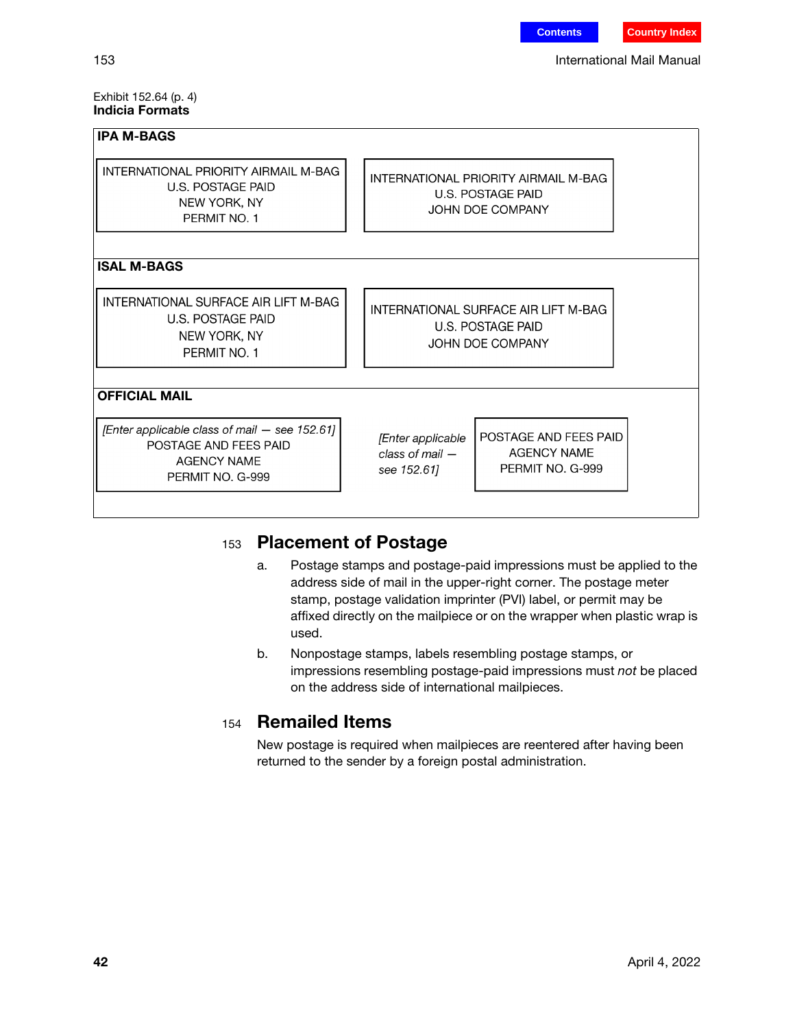Exhibit 152.64 (p. 4)
**Indicia Formats**

**IPA M-BAGS**

| | |
|---|---|
| INTERNATIONAL PRIORITY AIRMAIL M-BAG<br>U.S. POSTAGE PAID<br>NEW YORK, NY<br>PERMIT NO. 1 | INTERNATIONAL PRIORITY AIRMAIL M-BAG<br>U.S. POSTAGE PAID<br>JOHN DOE COMPANY |

**ISAL M-BAGS**

| | |
|---|---|
| INTERNATIONAL SURFACE AIR LIFT M-BAG<br>U.S. POSTAGE PAID<br>NEW YORK, NY<br>PERMIT NO. 1 | INTERNATIONAL SURFACE AIR LIFT M-BAG<br>U.S. POSTAGE PAID<br>JOHN DOE COMPANY |

**OFFICIAL MAIL**

| | | |
|---|---|---|
| *[Enter applicable class of mail — see 152.61]*<br>POSTAGE AND FEES PAID<br>AGENCY NAME<br>PERMIT NO. G-999 | *[Enter applicable class of mail — see 152.61]* | POSTAGE AND FEES PAID<br>AGENCY NAME<br>PERMIT NO. G-999 |

## 153 Placement of Postage

a. Postage stamps and postage-paid impressions must be applied to the address side of mail in the upper-right corner. The postage meter stamp, postage validation imprinter (PVI) label, or permit may be affixed directly on the mailpiece or on the wrapper when plastic wrap is used.

b. Nonpostage stamps, labels resembling postage stamps, or impressions resembling postage-paid impressions must *not* be placed on the address side of international mailpieces.

## 154 Remailed Items

New postage is required when mailpieces are reentered after having been returned to the sender by a foreign postal administration.